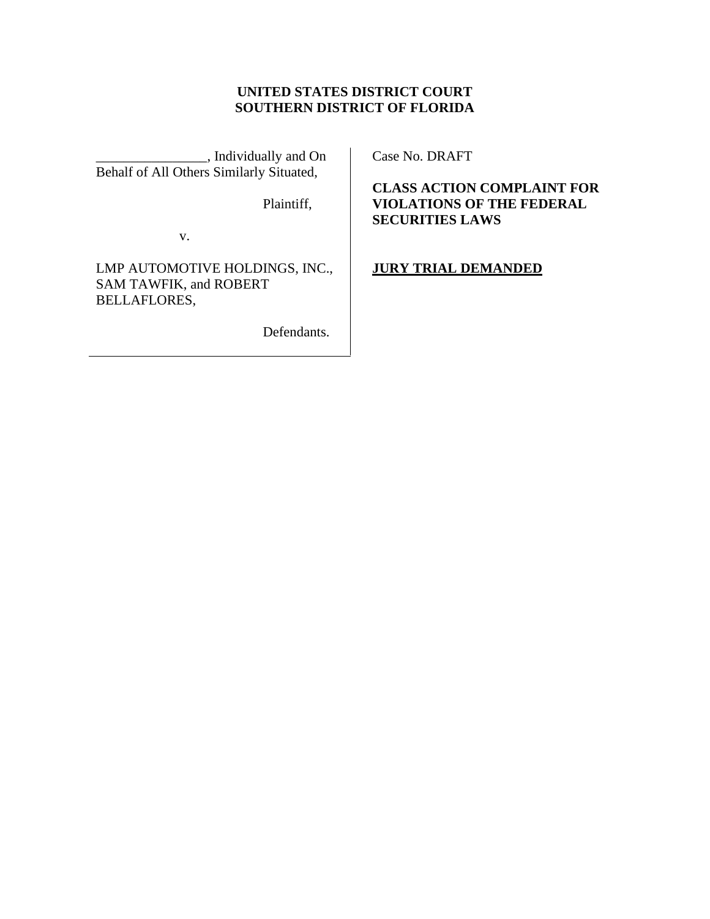**UNITED STATES DISTRICT COURT**
**SOUTHERN DISTRICT OF FLORIDA**

________________, Individually and On Behalf of All Others Similarly Situated,

Plaintiff,

v.

LMP AUTOMOTIVE HOLDINGS, INC., SAM TAWFIK, and ROBERT BELLAFLORES,

Defendants.

Case No. DRAFT

**CLASS ACTION COMPLAINT FOR VIOLATIONS OF THE FEDERAL SECURITIES LAWS**

**JURY TRIAL DEMANDED**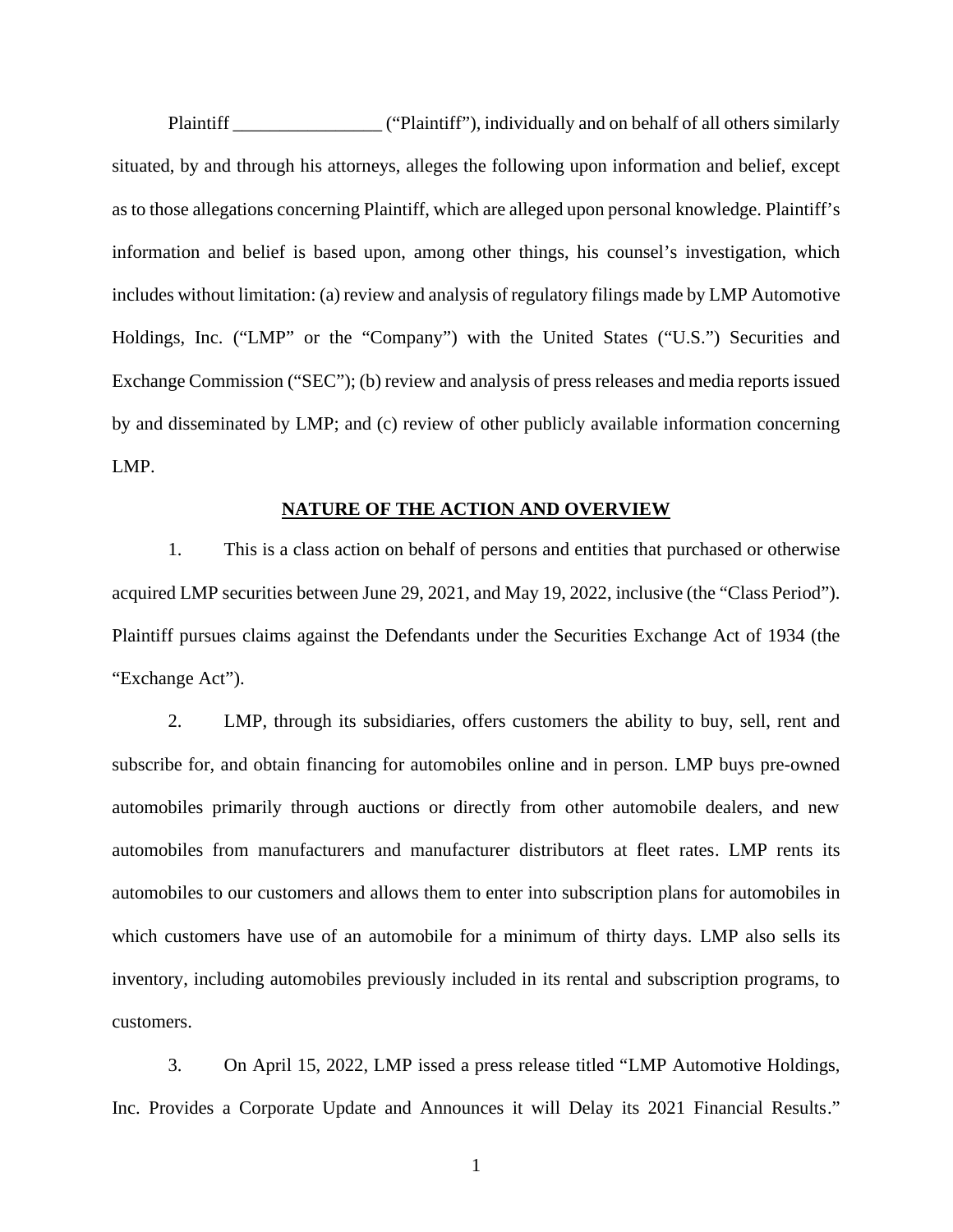Plaintiff ________________ ("Plaintiff"), individually and on behalf of all others similarly situated, by and through his attorneys, alleges the following upon information and belief, except as to those allegations concerning Plaintiff, which are alleged upon personal knowledge. Plaintiff's information and belief is based upon, among other things, his counsel's investigation, which includes without limitation: (a) review and analysis of regulatory filings made by LMP Automotive Holdings, Inc. ("LMP" or the "Company") with the United States ("U.S.") Securities and Exchange Commission ("SEC"); (b) review and analysis of press releases and media reports issued by and disseminated by LMP; and (c) review of other publicly available information concerning LMP.

## NATURE OF THE ACTION AND OVERVIEW

1. This is a class action on behalf of persons and entities that purchased or otherwise acquired LMP securities between June 29, 2021, and May 19, 2022, inclusive (the "Class Period"). Plaintiff pursues claims against the Defendants under the Securities Exchange Act of 1934 (the "Exchange Act").

2. LMP, through its subsidiaries, offers customers the ability to buy, sell, rent and subscribe for, and obtain financing for automobiles online and in person. LMP buys pre-owned automobiles primarily through auctions or directly from other automobile dealers, and new automobiles from manufacturers and manufacturer distributors at fleet rates. LMP rents its automobiles to our customers and allows them to enter into subscription plans for automobiles in which customers have use of an automobile for a minimum of thirty days. LMP also sells its inventory, including automobiles previously included in its rental and subscription programs, to customers.

3. On April 15, 2022, LMP issed a press release titled "LMP Automotive Holdings, Inc. Provides a Corporate Update and Announces it will Delay its 2021 Financial Results."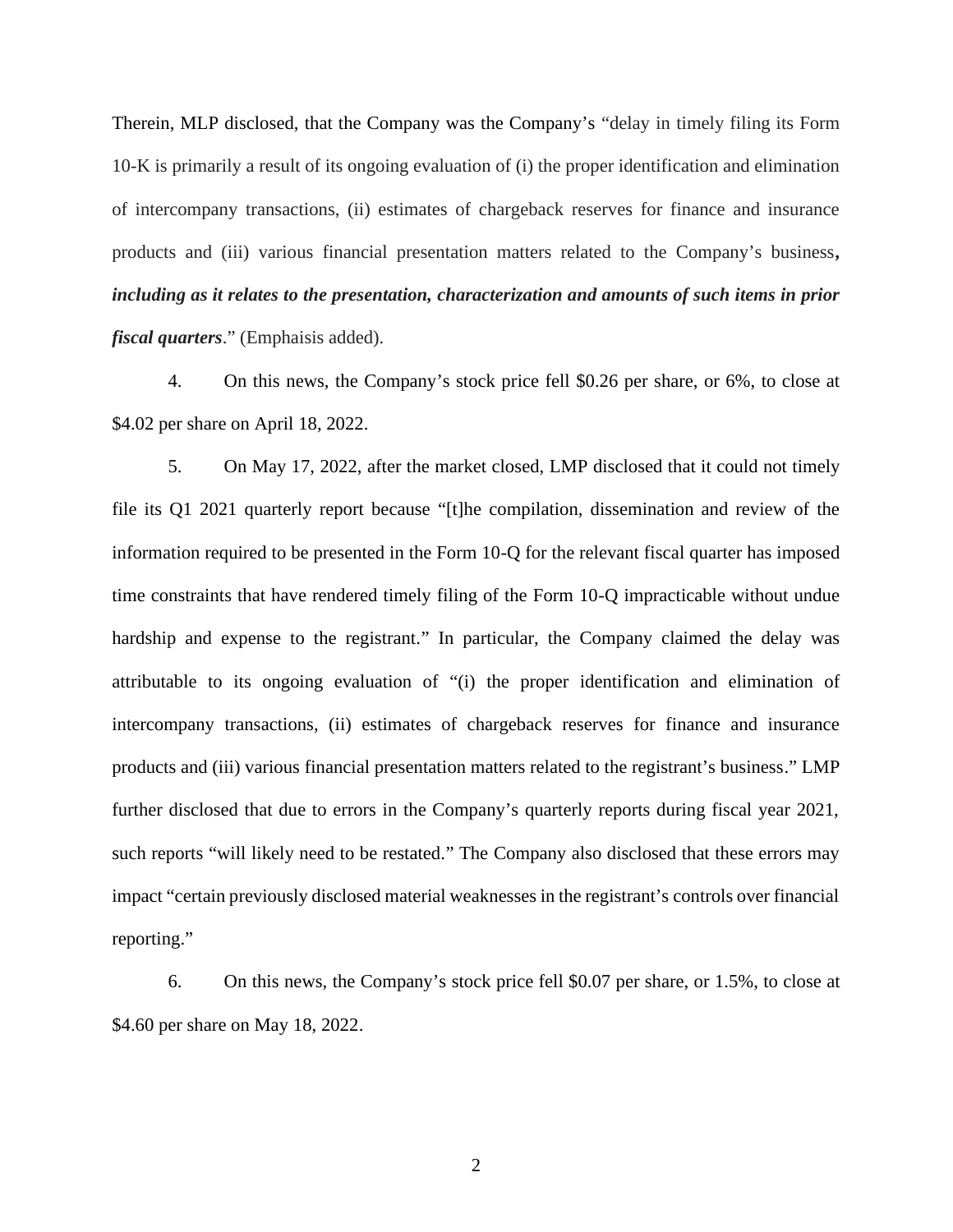Therein, MLP disclosed, that the Company was the Company's "delay in timely filing its Form 10-K is primarily a result of its ongoing evaluation of (i) the proper identification and elimination of intercompany transactions, (ii) estimates of chargeback reserves for finance and insurance products and (iii) various financial presentation matters related to the Company's business**,** ***including as it relates to the presentation, characterization and amounts of such items in prior fiscal quarters***." (Emphaisis added).

4. On this news, the Company's stock price fell $0.26 per share, or 6%, to close at $4.02 per share on April 18, 2022.

5. On May 17, 2022, after the market closed, LMP disclosed that it could not timely file its Q1 2021 quarterly report because "[t]he compilation, dissemination and review of the information required to be presented in the Form 10-Q for the relevant fiscal quarter has imposed time constraints that have rendered timely filing of the Form 10-Q impracticable without undue hardship and expense to the registrant." In particular, the Company claimed the delay was attributable to its ongoing evaluation of "(i) the proper identification and elimination of intercompany transactions, (ii) estimates of chargeback reserves for finance and insurance products and (iii) various financial presentation matters related to the registrant's business." LMP further disclosed that due to errors in the Company's quarterly reports during fiscal year 2021, such reports "will likely need to be restated." The Company also disclosed that these errors may impact "certain previously disclosed material weaknesses in the registrant's controls over financial reporting."

6. On this news, the Company's stock price fell $0.07 per share, or 1.5%, to close at $4.60 per share on May 18, 2022.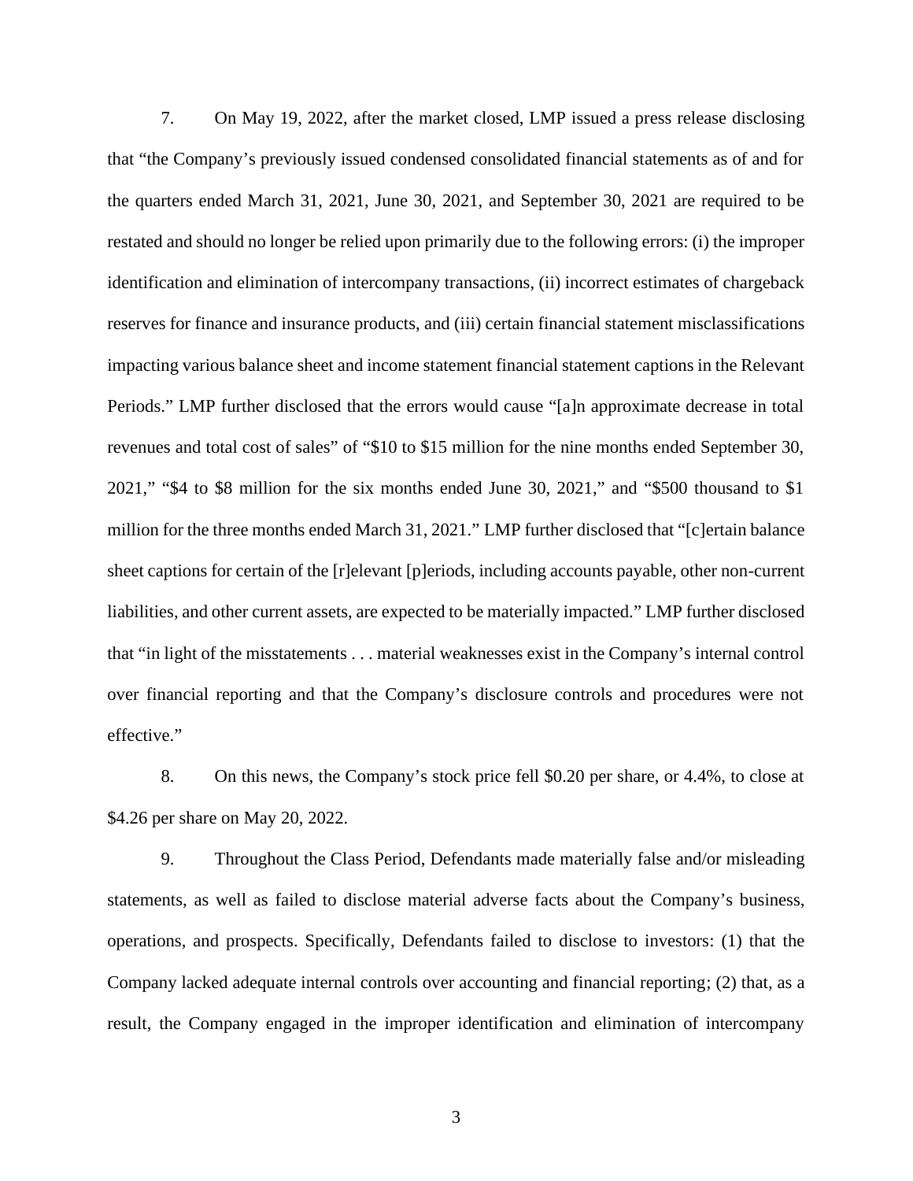7. On May 19, 2022, after the market closed, LMP issued a press release disclosing that "the Company's previously issued condensed consolidated financial statements as of and for the quarters ended March 31, 2021, June 30, 2021, and September 30, 2021 are required to be restated and should no longer be relied upon primarily due to the following errors: (i) the improper identification and elimination of intercompany transactions, (ii) incorrect estimates of chargeback reserves for finance and insurance products, and (iii) certain financial statement misclassifications impacting various balance sheet and income statement financial statement captions in the Relevant Periods." LMP further disclosed that the errors would cause "[a]n approximate decrease in total revenues and total cost of sales" of "$10 to $15 million for the nine months ended September 30, 2021," "$4 to $8 million for the six months ended June 30, 2021," and "$500 thousand to $1 million for the three months ended March 31, 2021." LMP further disclosed that "[c]ertain balance sheet captions for certain of the [r]elevant [p]eriods, including accounts payable, other non-current liabilities, and other current assets, are expected to be materially impacted." LMP further disclosed that "in light of the misstatements . . . material weaknesses exist in the Company's internal control over financial reporting and that the Company's disclosure controls and procedures were not effective."

8. On this news, the Company's stock price fell $0.20 per share, or 4.4%, to close at $4.26 per share on May 20, 2022.

9. Throughout the Class Period, Defendants made materially false and/or misleading statements, as well as failed to disclose material adverse facts about the Company's business, operations, and prospects. Specifically, Defendants failed to disclose to investors: (1) that the Company lacked adequate internal controls over accounting and financial reporting; (2) that, as a result, the Company engaged in the improper identification and elimination of intercompany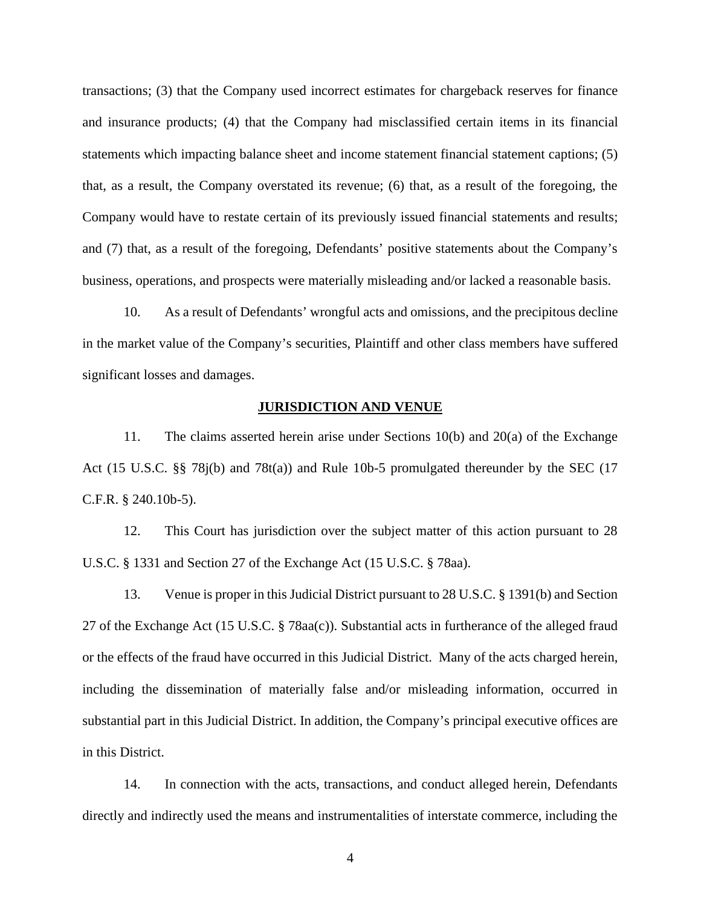transactions; (3) that the Company used incorrect estimates for chargeback reserves for finance and insurance products; (4) that the Company had misclassified certain items in its financial statements which impacting balance sheet and income statement financial statement captions; (5) that, as a result, the Company overstated its revenue; (6) that, as a result of the foregoing, the Company would have to restate certain of its previously issued financial statements and results; and (7) that, as a result of the foregoing, Defendants' positive statements about the Company's business, operations, and prospects were materially misleading and/or lacked a reasonable basis.

10. As a result of Defendants' wrongful acts and omissions, and the precipitous decline in the market value of the Company's securities, Plaintiff and other class members have suffered significant losses and damages.

**JURISDICTION AND VENUE**

11. The claims asserted herein arise under Sections 10(b) and 20(a) of the Exchange Act (15 U.S.C. §§ 78j(b) and 78t(a)) and Rule 10b-5 promulgated thereunder by the SEC (17 C.F.R. § 240.10b-5).

12. This Court has jurisdiction over the subject matter of this action pursuant to 28 U.S.C. § 1331 and Section 27 of the Exchange Act (15 U.S.C. § 78aa).

13. Venue is proper in this Judicial District pursuant to 28 U.S.C. § 1391(b) and Section 27 of the Exchange Act (15 U.S.C. § 78aa(c)). Substantial acts in furtherance of the alleged fraud or the effects of the fraud have occurred in this Judicial District. Many of the acts charged herein, including the dissemination of materially false and/or misleading information, occurred in substantial part in this Judicial District. In addition, the Company's principal executive offices are in this District.

14. In connection with the acts, transactions, and conduct alleged herein, Defendants directly and indirectly used the means and instrumentalities of interstate commerce, including the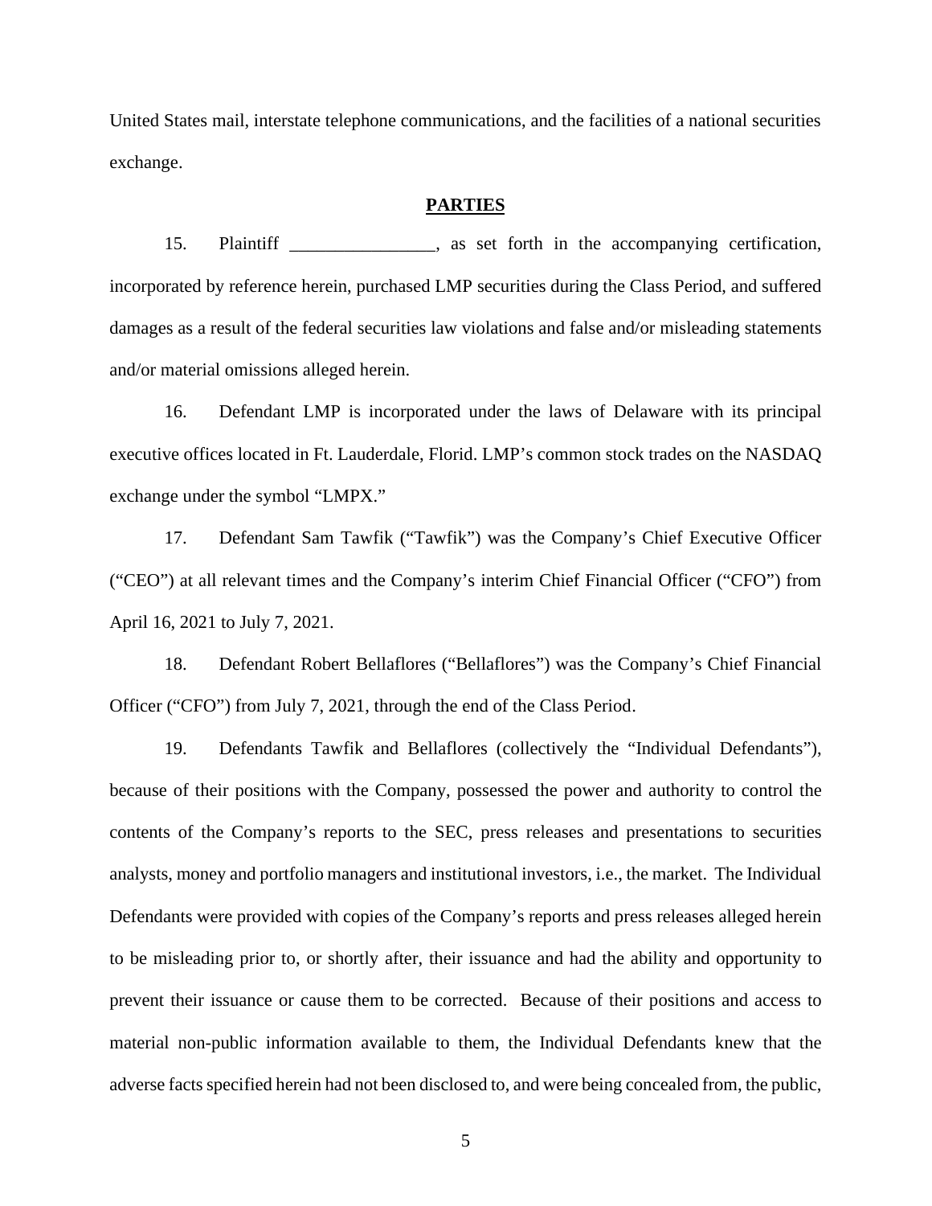United States mail, interstate telephone communications, and the facilities of a national securities exchange.

## PARTIES

15. Plaintiff ________________, as set forth in the accompanying certification, incorporated by reference herein, purchased LMP securities during the Class Period, and suffered damages as a result of the federal securities law violations and false and/or misleading statements and/or material omissions alleged herein.

16. Defendant LMP is incorporated under the laws of Delaware with its principal executive offices located in Ft. Lauderdale, Florid. LMP's common stock trades on the NASDAQ exchange under the symbol "LMPX."

17. Defendant Sam Tawfik ("Tawfik") was the Company's Chief Executive Officer ("CEO") at all relevant times and the Company's interim Chief Financial Officer ("CFO") from April 16, 2021 to July 7, 2021.

18. Defendant Robert Bellaflores ("Bellaflores") was the Company's Chief Financial Officer ("CFO") from July 7, 2021, through the end of the Class Period.

19. Defendants Tawfik and Bellaflores (collectively the "Individual Defendants"), because of their positions with the Company, possessed the power and authority to control the contents of the Company's reports to the SEC, press releases and presentations to securities analysts, money and portfolio managers and institutional investors, i.e., the market. The Individual Defendants were provided with copies of the Company's reports and press releases alleged herein to be misleading prior to, or shortly after, their issuance and had the ability and opportunity to prevent their issuance or cause them to be corrected. Because of their positions and access to material non-public information available to them, the Individual Defendants knew that the adverse facts specified herein had not been disclosed to, and were being concealed from, the public,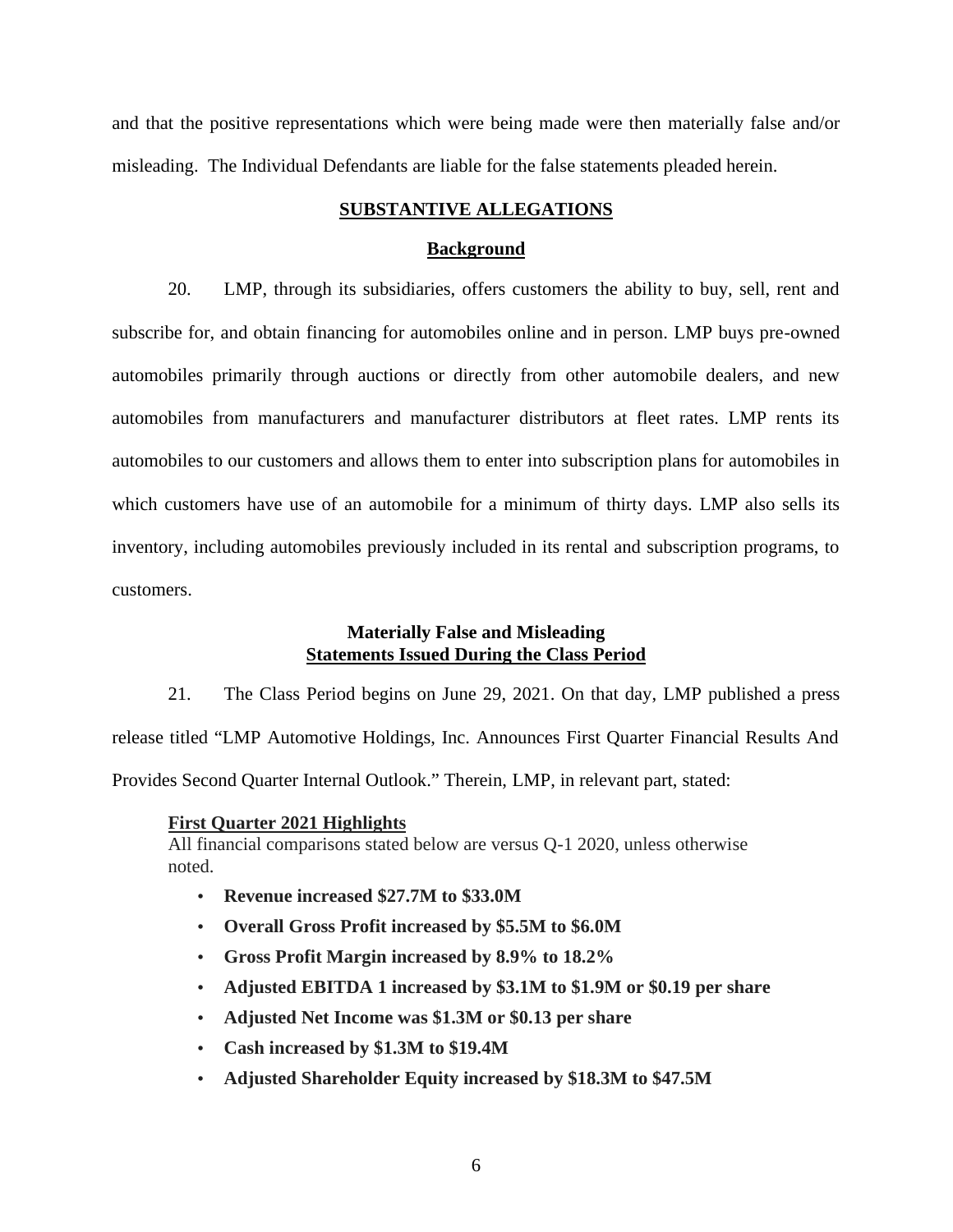and that the positive representations which were being made were then materially false and/or misleading. The Individual Defendants are liable for the false statements pleaded herein.

## SUBSTANTIVE ALLEGATIONS

### Background

20. LMP, through its subsidiaries, offers customers the ability to buy, sell, rent and subscribe for, and obtain financing for automobiles online and in person. LMP buys pre-owned automobiles primarily through auctions or directly from other automobile dealers, and new automobiles from manufacturers and manufacturer distributors at fleet rates. LMP rents its automobiles to our customers and allows them to enter into subscription plans for automobiles in which customers have use of an automobile for a minimum of thirty days. LMP also sells its inventory, including automobiles previously included in its rental and subscription programs, to customers.

### Materially False and Misleading Statements Issued During the Class Period

21. The Class Period begins on June 29, 2021. On that day, LMP published a press release titled "LMP Automotive Holdings, Inc. Announces First Quarter Financial Results And Provides Second Quarter Internal Outlook." Therein, LMP, in relevant part, stated:

> **First Quarter 2021 Highlights**
> All financial comparisons stated below are versus Q-1 2020, unless otherwise noted.
>
> - **Revenue increased $27.7M to $33.0M**
> - **Overall Gross Profit increased by $5.5M to $6.0M**
> - **Gross Profit Margin increased by 8.9% to 18.2%**
> - **Adjusted EBITDA 1 increased by $3.1M to $1.9M or $0.19 per share**
> - **Adjusted Net Income was $1.3M or $0.13 per share**
> - **Cash increased by $1.3M to $19.4M**
> - **Adjusted Shareholder Equity increased by $18.3M to $47.5M**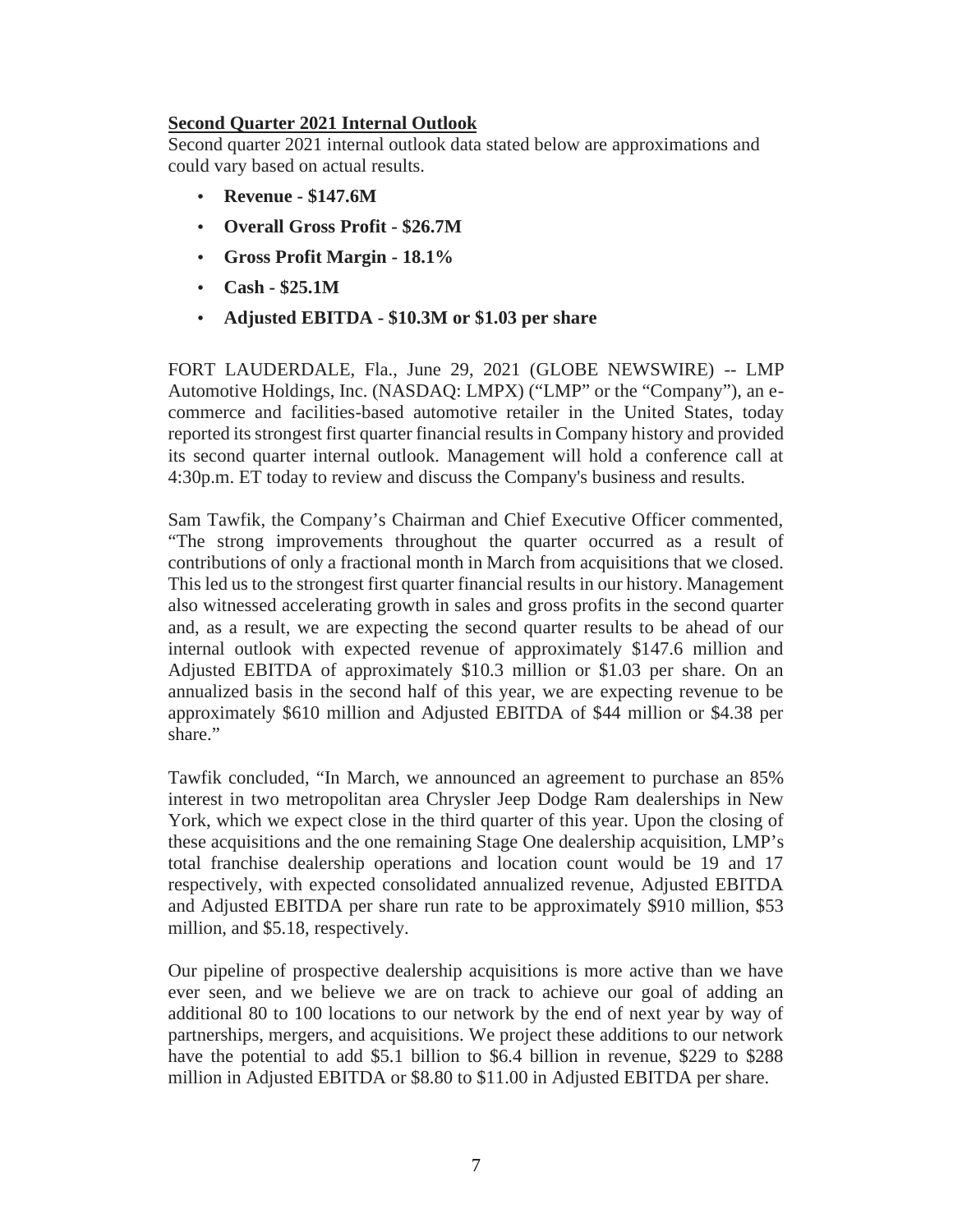## Second Quarter 2021 Internal Outlook

Second quarter 2021 internal outlook data stated below are approximations and could vary based on actual results.

- **Revenue - $147.6M**
- **Overall Gross Profit - $26.7M**
- **Gross Profit Margin - 18.1%**
- **Cash - $25.1M**
- **Adjusted EBITDA - $10.3M or $1.03 per share**

FORT LAUDERDALE, Fla., June 29, 2021 (GLOBE NEWSWIRE) -- LMP Automotive Holdings, Inc. (NASDAQ: LMPX) ("LMP" or the "Company"), an e-commerce and facilities-based automotive retailer in the United States, today reported its strongest first quarter financial results in Company history and provided its second quarter internal outlook. Management will hold a conference call at 4:30p.m. ET today to review and discuss the Company's business and results.

Sam Tawfik, the Company's Chairman and Chief Executive Officer commented, "The strong improvements throughout the quarter occurred as a result of contributions of only a fractional month in March from acquisitions that we closed. This led us to the strongest first quarter financial results in our history. Management also witnessed accelerating growth in sales and gross profits in the second quarter and, as a result, we are expecting the second quarter results to be ahead of our internal outlook with expected revenue of approximately $147.6 million and Adjusted EBITDA of approximately $10.3 million or $1.03 per share. On an annualized basis in the second half of this year, we are expecting revenue to be approximately $610 million and Adjusted EBITDA of $44 million or $4.38 per share."

Tawfik concluded, "In March, we announced an agreement to purchase an 85% interest in two metropolitan area Chrysler Jeep Dodge Ram dealerships in New York, which we expect close in the third quarter of this year. Upon the closing of these acquisitions and the one remaining Stage One dealership acquisition, LMP's total franchise dealership operations and location count would be 19 and 17 respectively, with expected consolidated annualized revenue, Adjusted EBITDA and Adjusted EBITDA per share run rate to be approximately $910 million, $53 million, and $5.18, respectively.

Our pipeline of prospective dealership acquisitions is more active than we have ever seen, and we believe we are on track to achieve our goal of adding an additional 80 to 100 locations to our network by the end of next year by way of partnerships, mergers, and acquisitions. We project these additions to our network have the potential to add $5.1 billion to $6.4 billion in revenue, $229 to $288 million in Adjusted EBITDA or $8.80 to $11.00 in Adjusted EBITDA per share.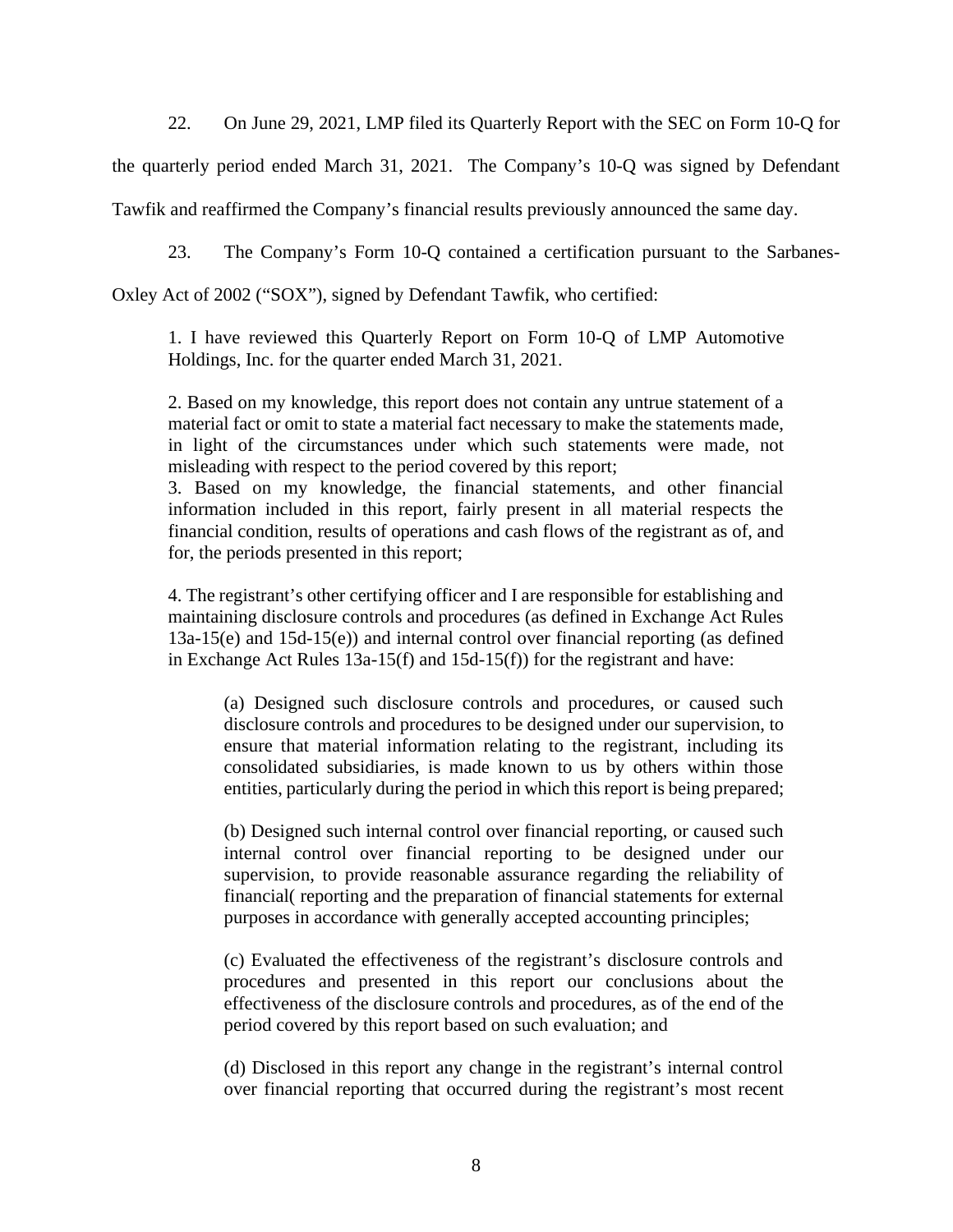22. On June 29, 2021, LMP filed its Quarterly Report with the SEC on Form 10-Q for the quarterly period ended March 31, 2021. The Company's 10-Q was signed by Defendant Tawfik and reaffirmed the Company's financial results previously announced the same day.

23. The Company's Form 10-Q contained a certification pursuant to the Sarbanes-Oxley Act of 2002 ("SOX"), signed by Defendant Tawfik, who certified:

> 1. I have reviewed this Quarterly Report on Form 10-Q of LMP Automotive Holdings, Inc. for the quarter ended March 31, 2021.
>
> 2. Based on my knowledge, this report does not contain any untrue statement of a material fact or omit to state a material fact necessary to make the statements made, in light of the circumstances under which such statements were made, not misleading with respect to the period covered by this report;
> 3. Based on my knowledge, the financial statements, and other financial information included in this report, fairly present in all material respects the financial condition, results of operations and cash flows of the registrant as of, and for, the periods presented in this report;
>
> 4. The registrant's other certifying officer and I are responsible for establishing and maintaining disclosure controls and procedures (as defined in Exchange Act Rules 13a-15(e) and 15d-15(e)) and internal control over financial reporting (as defined in Exchange Act Rules 13a-15(f) and 15d-15(f)) for the registrant and have:
>
>> (a) Designed such disclosure controls and procedures, or caused such disclosure controls and procedures to be designed under our supervision, to ensure that material information relating to the registrant, including its consolidated subsidiaries, is made known to us by others within those entities, particularly during the period in which this report is being prepared;
>>
>> (b) Designed such internal control over financial reporting, or caused such internal control over financial reporting to be designed under our supervision, to provide reasonable assurance regarding the reliability of financial( reporting and the preparation of financial statements for external purposes in accordance with generally accepted accounting principles;
>>
>> (c) Evaluated the effectiveness of the registrant's disclosure controls and procedures and presented in this report our conclusions about the effectiveness of the disclosure controls and procedures, as of the end of the period covered by this report based on such evaluation; and
>>
>> (d) Disclosed in this report any change in the registrant's internal control over financial reporting that occurred during the registrant's most recent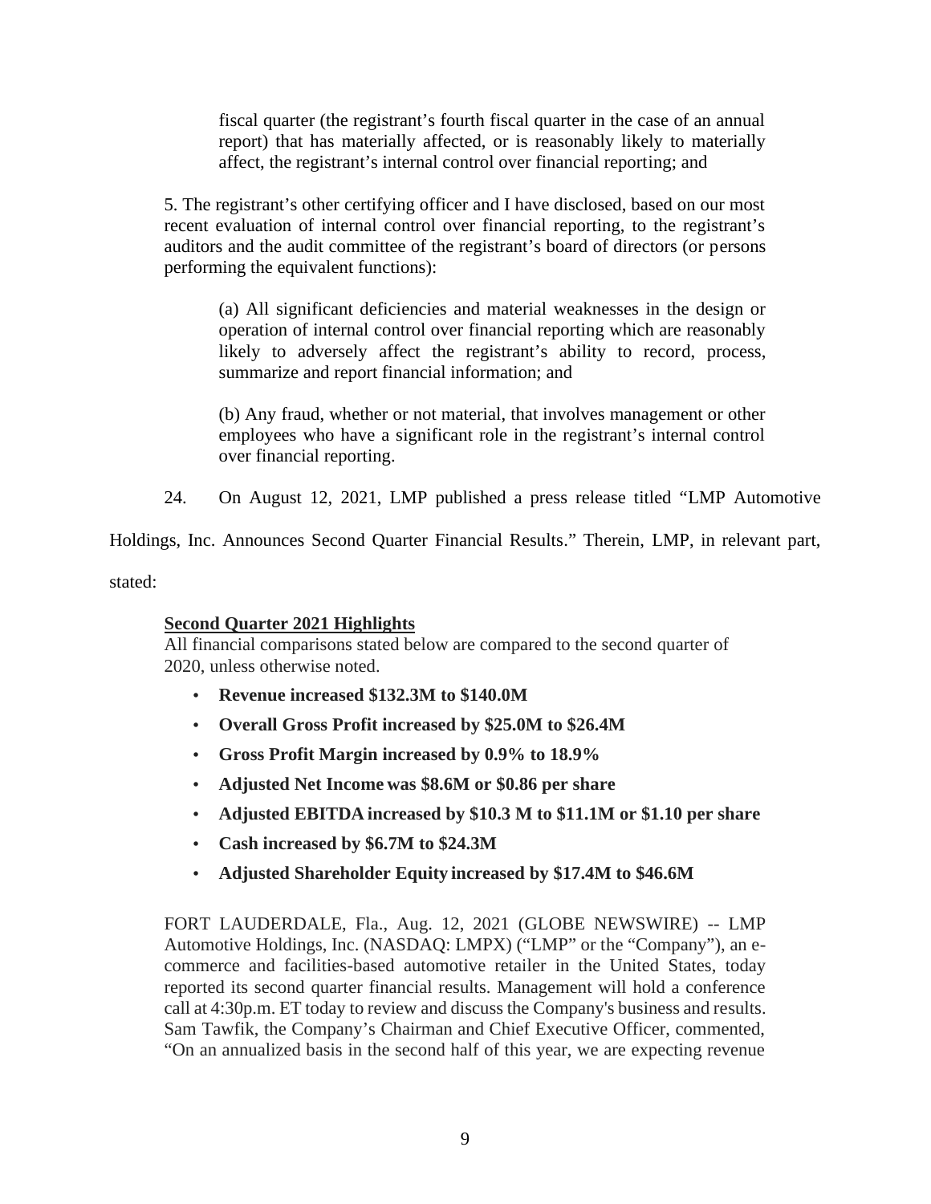fiscal quarter (the registrant's fourth fiscal quarter in the case of an annual report) that has materially affected, or is reasonably likely to materially affect, the registrant's internal control over financial reporting; and

5. The registrant's other certifying officer and I have disclosed, based on our most recent evaluation of internal control over financial reporting, to the registrant's auditors and the audit committee of the registrant's board of directors (or persons performing the equivalent functions):

(a) All significant deficiencies and material weaknesses in the design or operation of internal control over financial reporting which are reasonably likely to adversely affect the registrant's ability to record, process, summarize and report financial information; and

(b) Any fraud, whether or not material, that involves management or other employees who have a significant role in the registrant's internal control over financial reporting.

24. On August 12, 2021, LMP published a press release titled "LMP Automotive Holdings, Inc. Announces Second Quarter Financial Results." Therein, LMP, in relevant part, stated:

**Second Quarter 2021 Highlights**

All financial comparisons stated below are compared to the second quarter of 2020, unless otherwise noted.

- **Revenue increased $132.3M to $140.0M**
- **Overall Gross Profit increased by $25.0M to $26.4M**
- **Gross Profit Margin increased by 0.9% to 18.9%**
- **Adjusted Net Income was $8.6M or $0.86 per share**
- **Adjusted EBITDA increased by $10.3 M to $11.1M or $1.10 per share**
- **Cash increased by $6.7M to $24.3M**
- **Adjusted Shareholder Equity increased by $17.4M to $46.6M**

FORT LAUDERDALE, Fla., Aug. 12, 2021 (GLOBE NEWSWIRE) -- LMP Automotive Holdings, Inc. (NASDAQ: LMPX) ("LMP" or the "Company"), an e-commerce and facilities-based automotive retailer in the United States, today reported its second quarter financial results. Management will hold a conference call at 4:30p.m. ET today to review and discuss the Company's business and results. Sam Tawfik, the Company's Chairman and Chief Executive Officer, commented, "On an annualized basis in the second half of this year, we are expecting revenue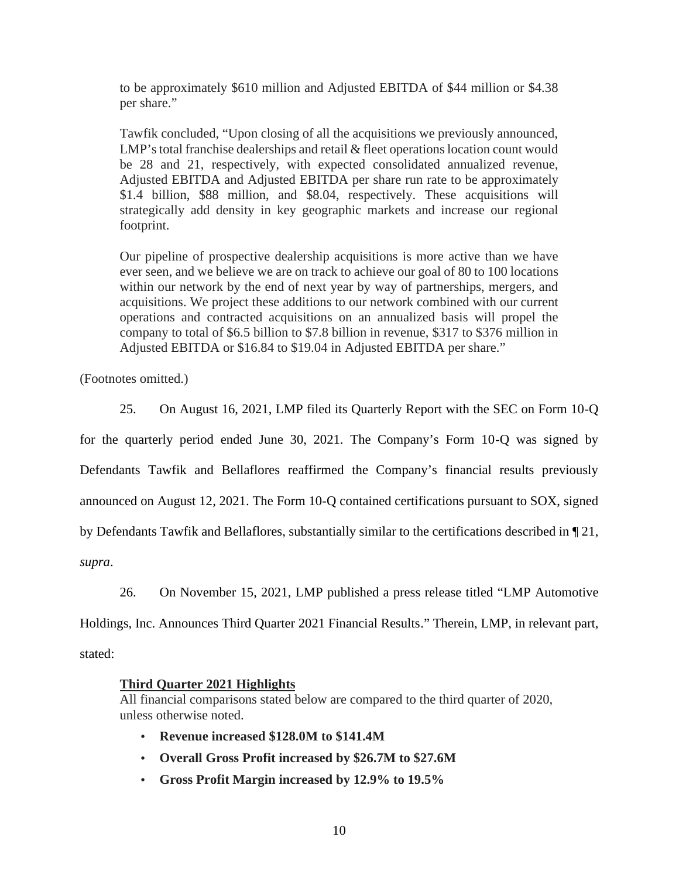> to be approximately $610 million and Adjusted EBITDA of $44 million or $4.38 per share."
>
> Tawfik concluded, "Upon closing of all the acquisitions we previously announced, LMP's total franchise dealerships and retail & fleet operations location count would be 28 and 21, respectively, with expected consolidated annualized revenue, Adjusted EBITDA and Adjusted EBITDA per share run rate to be approximately $1.4 billion, $88 million, and $8.04, respectively. These acquisitions will strategically add density in key geographic markets and increase our regional footprint.
>
> Our pipeline of prospective dealership acquisitions is more active than we have ever seen, and we believe we are on track to achieve our goal of 80 to 100 locations within our network by the end of next year by way of partnerships, mergers, and acquisitions. We project these additions to our network combined with our current operations and contracted acquisitions on an annualized basis will propel the company to total of $6.5 billion to $7.8 billion in revenue, $317 to $376 million in Adjusted EBITDA or $16.84 to $19.04 in Adjusted EBITDA per share."

(Footnotes omitted.)

25. On August 16, 2021, LMP filed its Quarterly Report with the SEC on Form 10-Q for the quarterly period ended June 30, 2021. The Company's Form 10-Q was signed by Defendants Tawfik and Bellaflores reaffirmed the Company's financial results previously announced on August 12, 2021. The Form 10-Q contained certifications pursuant to SOX, signed by Defendants Tawfik and Bellaflores, substantially similar to the certifications described in ¶ 21, *supra*.

26. On November 15, 2021, LMP published a press release titled "LMP Automotive Holdings, Inc. Announces Third Quarter 2021 Financial Results." Therein, LMP, in relevant part, stated:

> **Third Quarter 2021 Highlights**
>
> All financial comparisons stated below are compared to the third quarter of 2020, unless otherwise noted.
>
> - **Revenue increased $128.0M to $141.4M**
> - **Overall Gross Profit increased by $26.7M to $27.6M**
> - **Gross Profit Margin increased by 12.9% to 19.5%**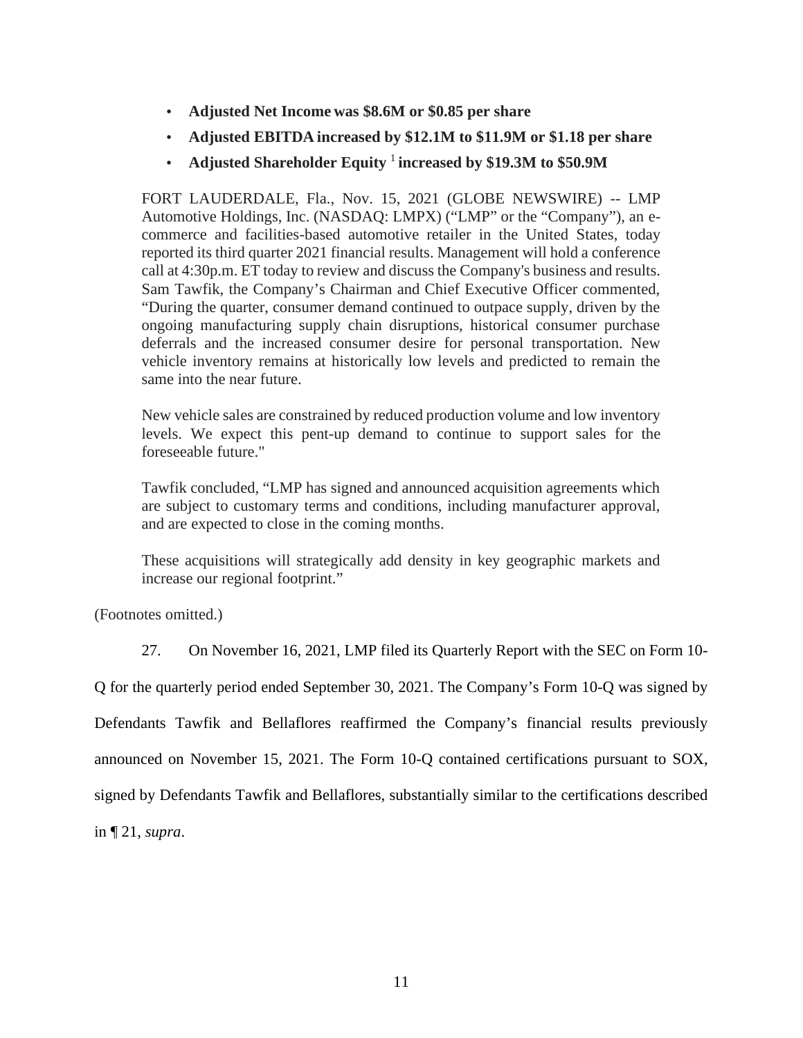- **Adjusted Net Income was $8.6M or $0.85 per share**
- **Adjusted EBITDA increased by $12.1M to $11.9M or $1.18 per share**
- **Adjusted Shareholder Equity [1] increased by $19.3M to $50.9M**

> FORT LAUDERDALE, Fla., Nov. 15, 2021 (GLOBE NEWSWIRE) -- LMP Automotive Holdings, Inc. (NASDAQ: LMPX) ("LMP" or the "Company"), an e-commerce and facilities-based automotive retailer in the United States, today reported its third quarter 2021 financial results. Management will hold a conference call at 4:30p.m. ET today to review and discuss the Company's business and results. Sam Tawfik, the Company's Chairman and Chief Executive Officer commented, "During the quarter, consumer demand continued to outpace supply, driven by the ongoing manufacturing supply chain disruptions, historical consumer purchase deferrals and the increased consumer desire for personal transportation. New vehicle inventory remains at historically low levels and predicted to remain the same into the near future.
>
> New vehicle sales are constrained by reduced production volume and low inventory levels. We expect this pent-up demand to continue to support sales for the foreseeable future."
>
> Tawfik concluded, "LMP has signed and announced acquisition agreements which are subject to customary terms and conditions, including manufacturer approval, and are expected to close in the coming months.
>
> These acquisitions will strategically add density in key geographic markets and increase our regional footprint."

(Footnotes omitted.)

27. On November 16, 2021, LMP filed its Quarterly Report with the SEC on Form 10-Q for the quarterly period ended September 30, 2021. The Company's Form 10-Q was signed by Defendants Tawfik and Bellaflores reaffirmed the Company's financial results previously announced on November 15, 2021. The Form 10-Q contained certifications pursuant to SOX, signed by Defendants Tawfik and Bellaflores, substantially similar to the certifications described in ¶ 21, *supra*.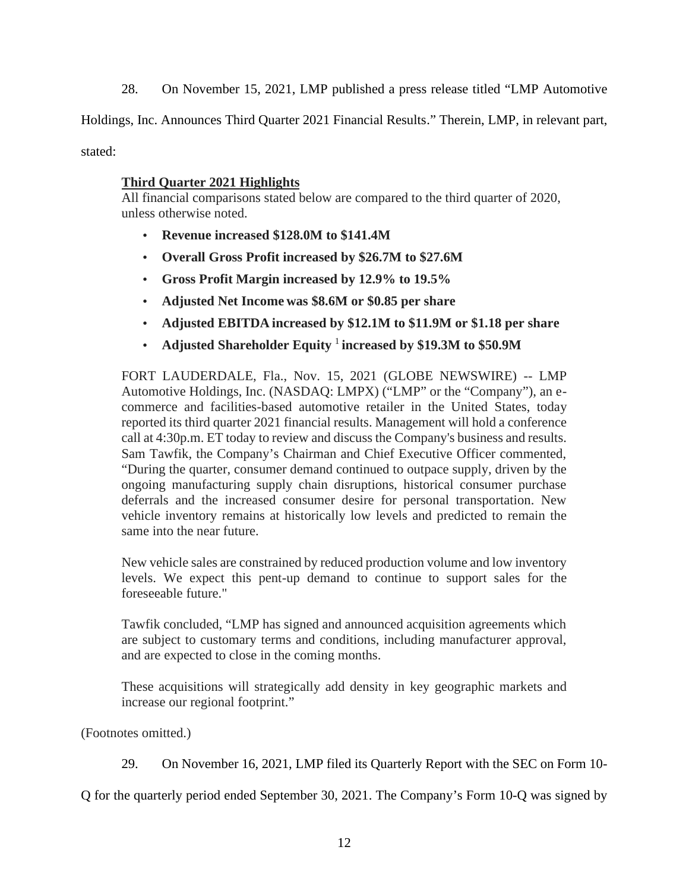28. On November 15, 2021, LMP published a press release titled "LMP Automotive Holdings, Inc. Announces Third Quarter 2021 Financial Results." Therein, LMP, in relevant part, stated:

> **Third Quarter 2021 Highlights**
>
> All financial comparisons stated below are compared to the third quarter of 2020, unless otherwise noted.
>
> - **Revenue increased $128.0M to $141.4M**
> - **Overall Gross Profit increased by $26.7M to $27.6M**
> - **Gross Profit Margin increased by 12.9% to 19.5%**
> - **Adjusted Net Income was $8.6M or $0.85 per share**
> - **Adjusted EBITDA increased by $12.1M to $11.9M or $1.18 per share**
> - **Adjusted Shareholder Equity [1] increased by $19.3M to $50.9M**
>
> FORT LAUDERDALE, Fla., Nov. 15, 2021 (GLOBE NEWSWIRE) -- LMP Automotive Holdings, Inc. (NASDAQ: LMPX) ("LMP" or the "Company"), an e-commerce and facilities-based automotive retailer in the United States, today reported its third quarter 2021 financial results. Management will hold a conference call at 4:30p.m. ET today to review and discuss the Company's business and results. Sam Tawfik, the Company's Chairman and Chief Executive Officer commented, "During the quarter, consumer demand continued to outpace supply, driven by the ongoing manufacturing supply chain disruptions, historical consumer purchase deferrals and the increased consumer desire for personal transportation. New vehicle inventory remains at historically low levels and predicted to remain the same into the near future.
>
> New vehicle sales are constrained by reduced production volume and low inventory levels. We expect this pent-up demand to continue to support sales for the foreseeable future."
>
> Tawfik concluded, "LMP has signed and announced acquisition agreements which are subject to customary terms and conditions, including manufacturer approval, and are expected to close in the coming months.
>
> These acquisitions will strategically add density in key geographic markets and increase our regional footprint."

(Footnotes omitted.)

29. On November 16, 2021, LMP filed its Quarterly Report with the SEC on Form 10-Q for the quarterly period ended September 30, 2021. The Company's Form 10-Q was signed by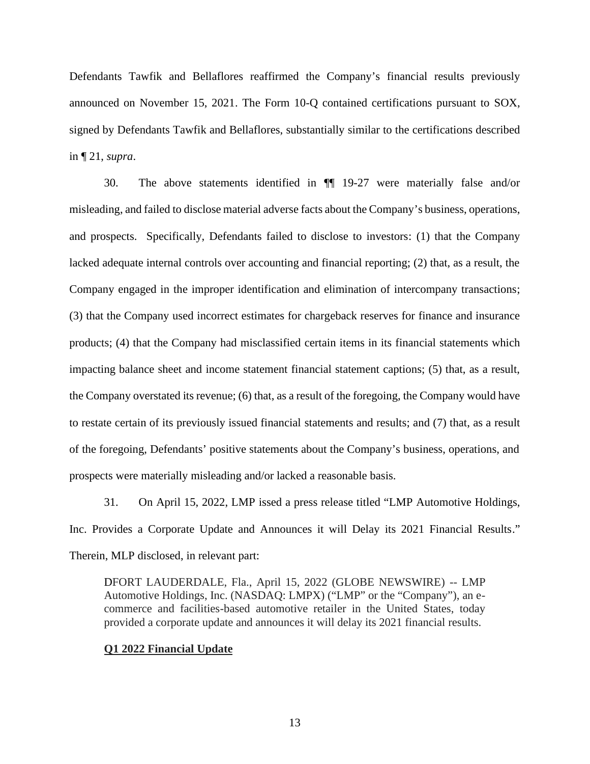Defendants Tawfik and Bellaflores reaffirmed the Company's financial results previously announced on November 15, 2021. The Form 10-Q contained certifications pursuant to SOX, signed by Defendants Tawfik and Bellaflores, substantially similar to the certifications described in ¶ 21, *supra*.

30. The above statements identified in ¶¶ 19-27 were materially false and/or misleading, and failed to disclose material adverse facts about the Company's business, operations, and prospects. Specifically, Defendants failed to disclose to investors: (1) that the Company lacked adequate internal controls over accounting and financial reporting; (2) that, as a result, the Company engaged in the improper identification and elimination of intercompany transactions; (3) that the Company used incorrect estimates for chargeback reserves for finance and insurance products; (4) that the Company had misclassified certain items in its financial statements which impacting balance sheet and income statement financial statement captions; (5) that, as a result, the Company overstated its revenue; (6) that, as a result of the foregoing, the Company would have to restate certain of its previously issued financial statements and results; and (7) that, as a result of the foregoing, Defendants' positive statements about the Company's business, operations, and prospects were materially misleading and/or lacked a reasonable basis.

31. On April 15, 2022, LMP issed a press release titled "LMP Automotive Holdings, Inc. Provides a Corporate Update and Announces it will Delay its 2021 Financial Results." Therein, MLP disclosed, in relevant part:

> DFORT LAUDERDALE, Fla., April 15, 2022 (GLOBE NEWSWIRE) -- LMP Automotive Holdings, Inc. (NASDAQ: LMPX) ("LMP" or the "Company"), an e-commerce and facilities-based automotive retailer in the United States, today provided a corporate update and announces it will delay its 2021 financial results.
>
> **Q1 2022 Financial Update**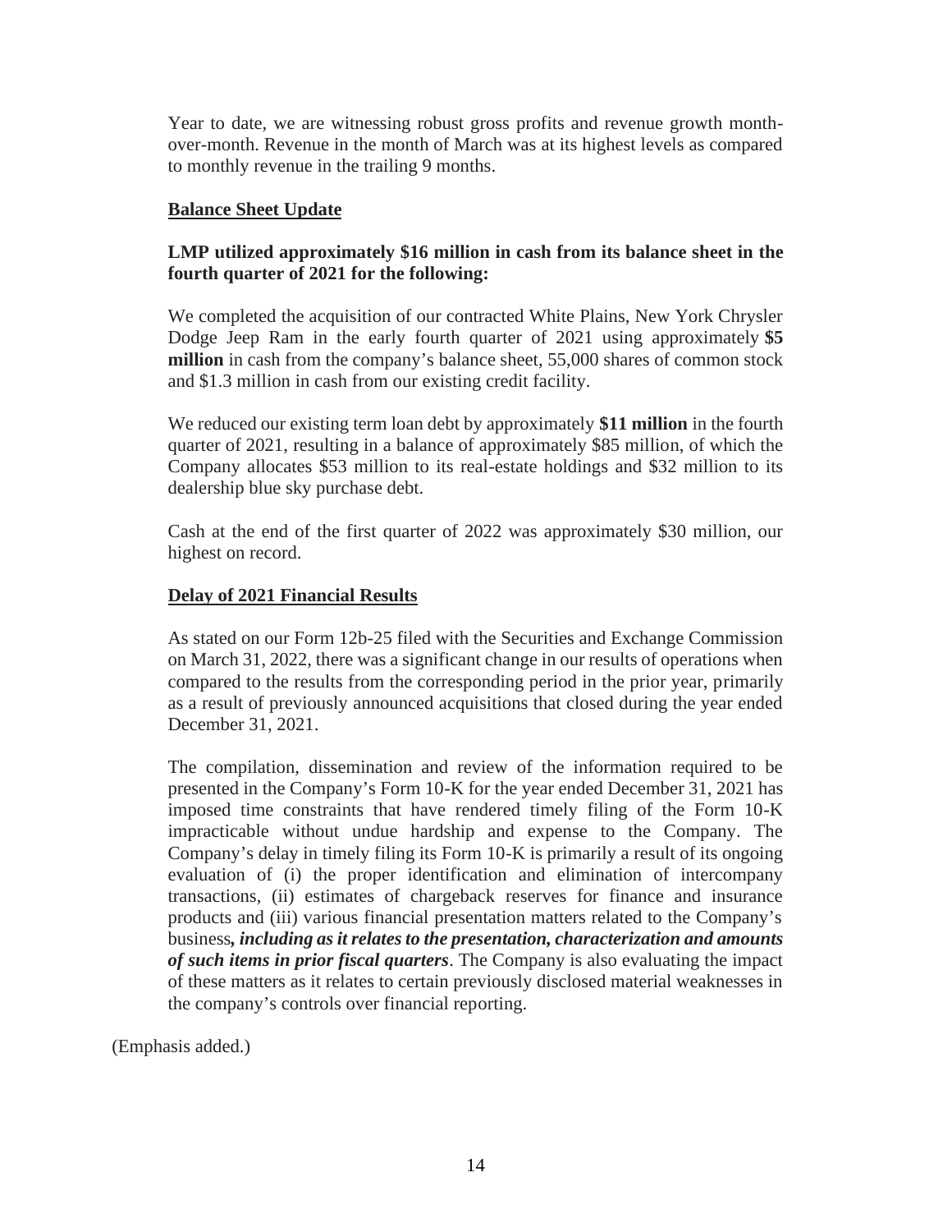Year to date, we are witnessing robust gross profits and revenue growth month-over-month. Revenue in the month of March was at its highest levels as compared to monthly revenue in the trailing 9 months.

**Balance Sheet Update**

**LMP utilized approximately $16 million in cash from its balance sheet in the fourth quarter of 2021 for the following:**

We completed the acquisition of our contracted White Plains, New York Chrysler Dodge Jeep Ram in the early fourth quarter of 2021 using approximately **$5 million** in cash from the company's balance sheet, 55,000 shares of common stock and $1.3 million in cash from our existing credit facility.

We reduced our existing term loan debt by approximately **$11 million** in the fourth quarter of 2021, resulting in a balance of approximately $85 million, of which the Company allocates $53 million to its real-estate holdings and $32 million to its dealership blue sky purchase debt.

Cash at the end of the first quarter of 2022 was approximately $30 million, our highest on record.

**Delay of 2021 Financial Results**

As stated on our Form 12b-25 filed with the Securities and Exchange Commission on March 31, 2022, there was a significant change in our results of operations when compared to the results from the corresponding period in the prior year, primarily as a result of previously announced acquisitions that closed during the year ended December 31, 2021.

The compilation, dissemination and review of the information required to be presented in the Company's Form 10-K for the year ended December 31, 2021 has imposed time constraints that have rendered timely filing of the Form 10-K impracticable without undue hardship and expense to the Company. The Company's delay in timely filing its Form 10-K is primarily a result of its ongoing evaluation of (i) the proper identification and elimination of intercompany transactions, (ii) estimates of chargeback reserves for finance and insurance products and (iii) various financial presentation matters related to the Company's business***, including as it relates to the presentation, characterization and amounts of such items in prior fiscal quarters***. The Company is also evaluating the impact of these matters as it relates to certain previously disclosed material weaknesses in the company's controls over financial reporting.

(Emphasis added.)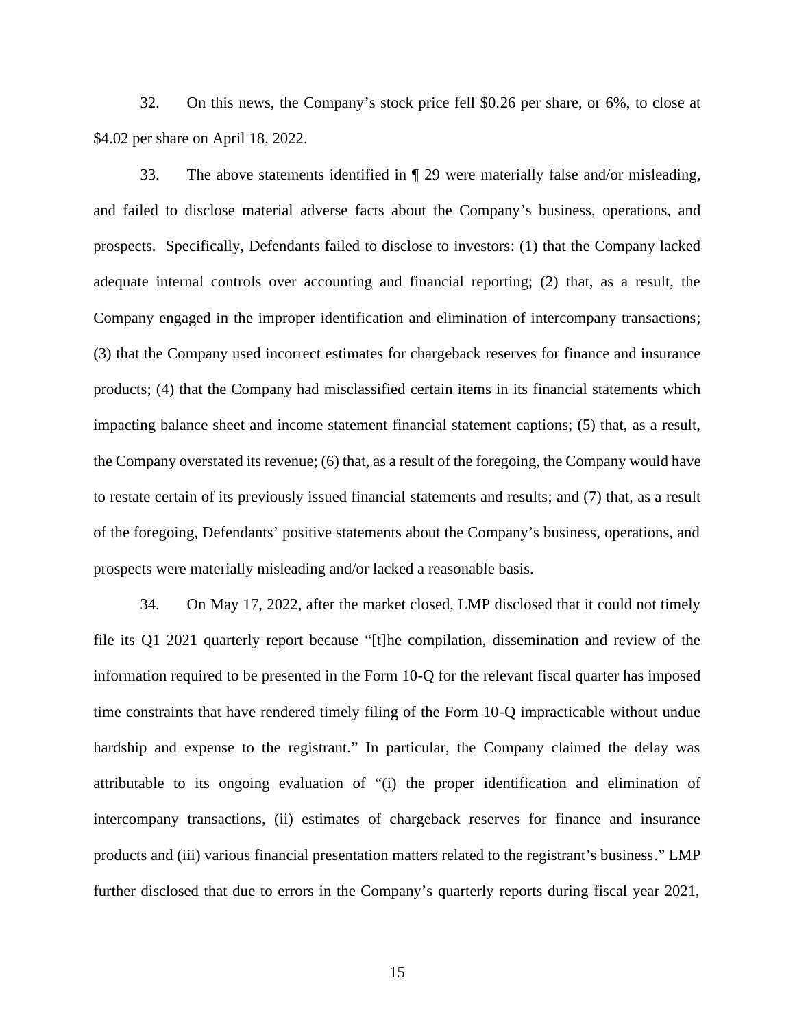32. On this news, the Company's stock price fell $0.26 per share, or 6%, to close at $4.02 per share on April 18, 2022.

33. The above statements identified in ¶ 29 were materially false and/or misleading, and failed to disclose material adverse facts about the Company's business, operations, and prospects. Specifically, Defendants failed to disclose to investors: (1) that the Company lacked adequate internal controls over accounting and financial reporting; (2) that, as a result, the Company engaged in the improper identification and elimination of intercompany transactions; (3) that the Company used incorrect estimates for chargeback reserves for finance and insurance products; (4) that the Company had misclassified certain items in its financial statements which impacting balance sheet and income statement financial statement captions; (5) that, as a result, the Company overstated its revenue; (6) that, as a result of the foregoing, the Company would have to restate certain of its previously issued financial statements and results; and (7) that, as a result of the foregoing, Defendants' positive statements about the Company's business, operations, and prospects were materially misleading and/or lacked a reasonable basis.

34. On May 17, 2022, after the market closed, LMP disclosed that it could not timely file its Q1 2021 quarterly report because "[t]he compilation, dissemination and review of the information required to be presented in the Form 10-Q for the relevant fiscal quarter has imposed time constraints that have rendered timely filing of the Form 10-Q impracticable without undue hardship and expense to the registrant." In particular, the Company claimed the delay was attributable to its ongoing evaluation of "(i) the proper identification and elimination of intercompany transactions, (ii) estimates of chargeback reserves for finance and insurance products and (iii) various financial presentation matters related to the registrant's business." LMP further disclosed that due to errors in the Company's quarterly reports during fiscal year 2021,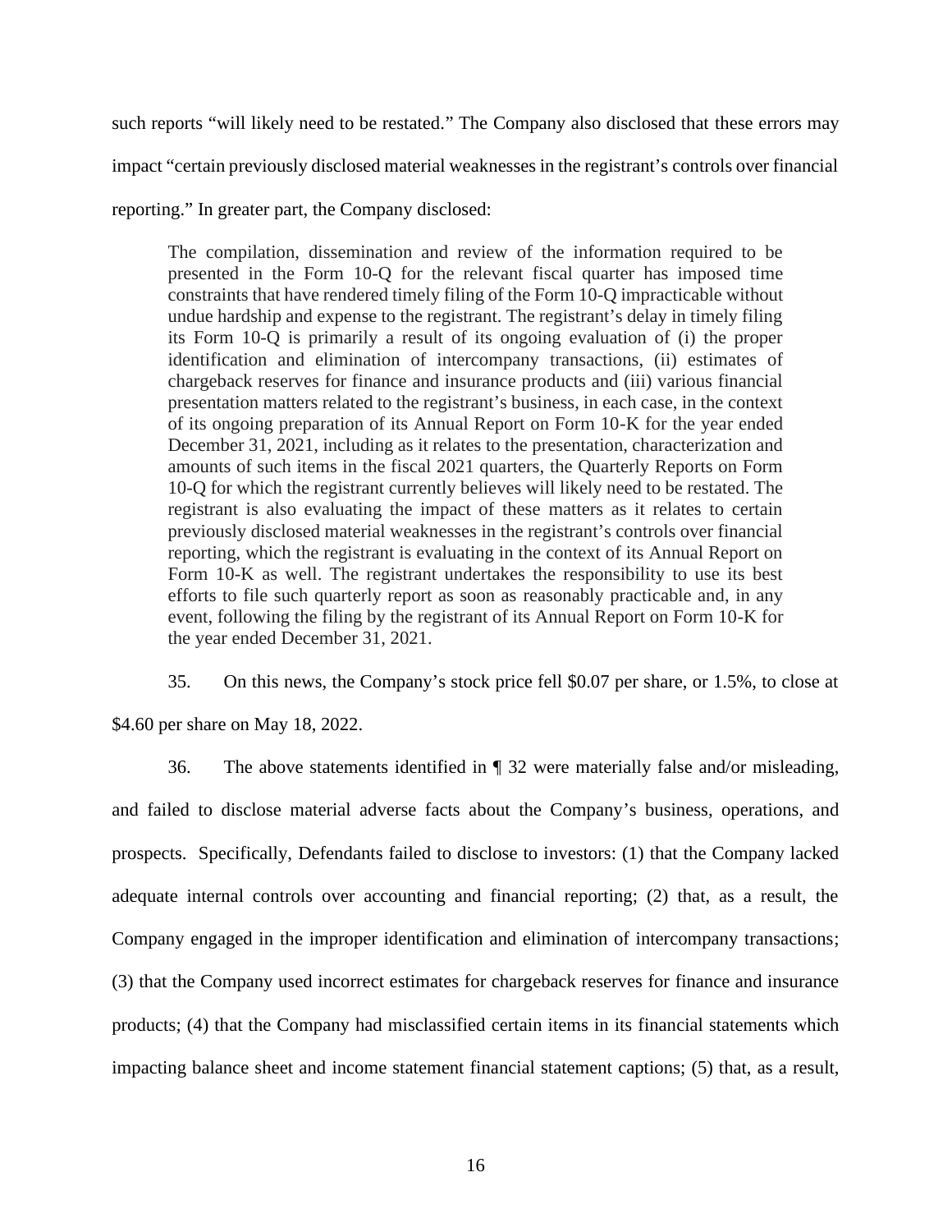such reports "will likely need to be restated." The Company also disclosed that these errors may impact "certain previously disclosed material weaknesses in the registrant's controls over financial reporting." In greater part, the Company disclosed:

> The compilation, dissemination and review of the information required to be presented in the Form 10-Q for the relevant fiscal quarter has imposed time constraints that have rendered timely filing of the Form 10-Q impracticable without undue hardship and expense to the registrant. The registrant's delay in timely filing its Form 10-Q is primarily a result of its ongoing evaluation of (i) the proper identification and elimination of intercompany transactions, (ii) estimates of chargeback reserves for finance and insurance products and (iii) various financial presentation matters related to the registrant's business, in each case, in the context of its ongoing preparation of its Annual Report on Form 10-K for the year ended December 31, 2021, including as it relates to the presentation, characterization and amounts of such items in the fiscal 2021 quarters, the Quarterly Reports on Form 10-Q for which the registrant currently believes will likely need to be restated. The registrant is also evaluating the impact of these matters as it relates to certain previously disclosed material weaknesses in the registrant's controls over financial reporting, which the registrant is evaluating in the context of its Annual Report on Form 10-K as well. The registrant undertakes the responsibility to use its best efforts to file such quarterly report as soon as reasonably practicable and, in any event, following the filing by the registrant of its Annual Report on Form 10-K for the year ended December 31, 2021.

35. On this news, the Company's stock price fell $0.07 per share, or 1.5%, to close at $4.60 per share on May 18, 2022.

36. The above statements identified in ¶ 32 were materially false and/or misleading, and failed to disclose material adverse facts about the Company's business, operations, and prospects. Specifically, Defendants failed to disclose to investors: (1) that the Company lacked adequate internal controls over accounting and financial reporting; (2) that, as a result, the Company engaged in the improper identification and elimination of intercompany transactions; (3) that the Company used incorrect estimates for chargeback reserves for finance and insurance products; (4) that the Company had misclassified certain items in its financial statements which impacting balance sheet and income statement financial statement captions; (5) that, as a result,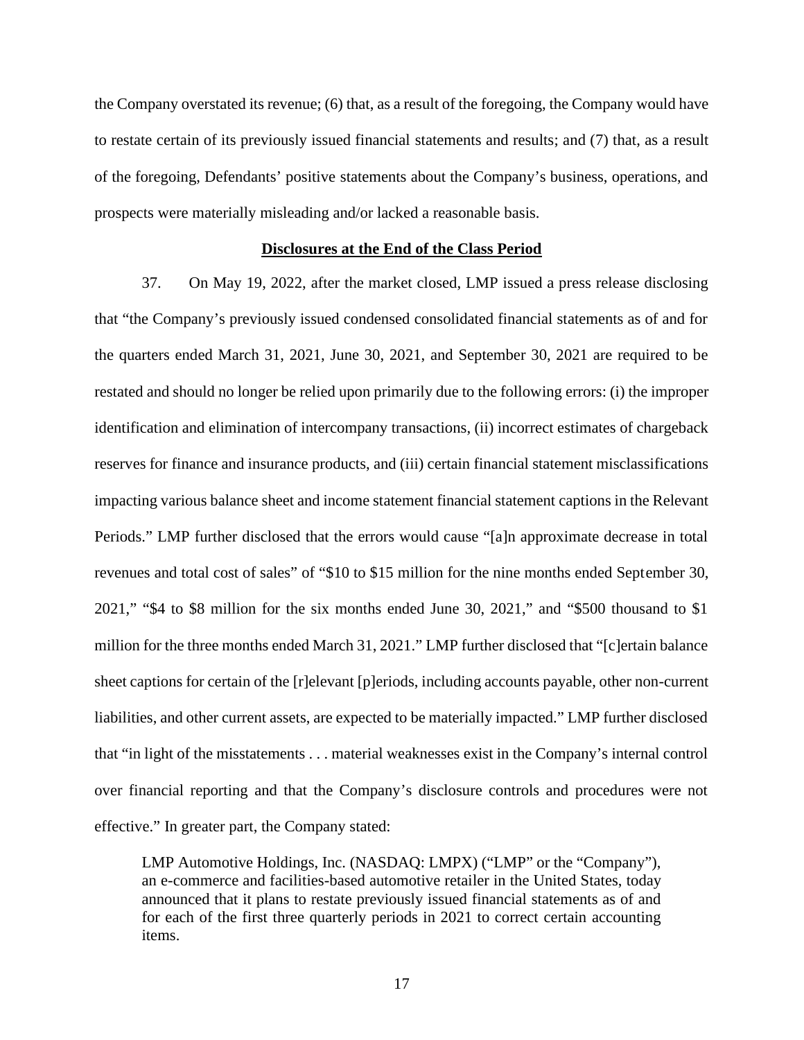the Company overstated its revenue; (6) that, as a result of the foregoing, the Company would have to restate certain of its previously issued financial statements and results; and (7) that, as a result of the foregoing, Defendants' positive statements about the Company's business, operations, and prospects were materially misleading and/or lacked a reasonable basis.

**Disclosures at the End of the Class Period**

37. On May 19, 2022, after the market closed, LMP issued a press release disclosing that "the Company's previously issued condensed consolidated financial statements as of and for the quarters ended March 31, 2021, June 30, 2021, and September 30, 2021 are required to be restated and should no longer be relied upon primarily due to the following errors: (i) the improper identification and elimination of intercompany transactions, (ii) incorrect estimates of chargeback reserves for finance and insurance products, and (iii) certain financial statement misclassifications impacting various balance sheet and income statement financial statement captions in the Relevant Periods." LMP further disclosed that the errors would cause "[a]n approximate decrease in total revenues and total cost of sales" of "$10 to $15 million for the nine months ended September 30, 2021," "$4 to $8 million for the six months ended June 30, 2021," and "$500 thousand to $1 million for the three months ended March 31, 2021." LMP further disclosed that "[c]ertain balance sheet captions for certain of the [r]elevant [p]eriods, including accounts payable, other non-current liabilities, and other current assets, are expected to be materially impacted." LMP further disclosed that "in light of the misstatements . . . material weaknesses exist in the Company's internal control over financial reporting and that the Company's disclosure controls and procedures were not effective." In greater part, the Company stated:

> LMP Automotive Holdings, Inc. (NASDAQ: LMPX) ("LMP" or the "Company"), an e-commerce and facilities-based automotive retailer in the United States, today announced that it plans to restate previously issued financial statements as of and for each of the first three quarterly periods in 2021 to correct certain accounting items.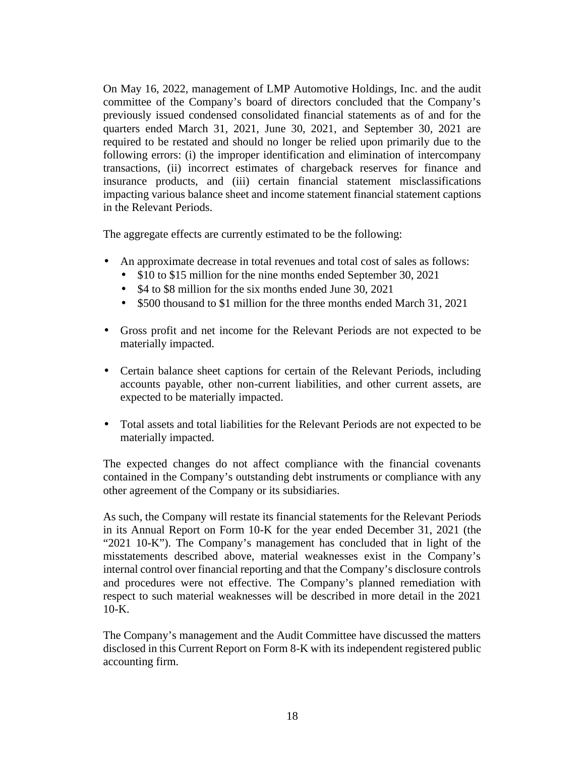On May 16, 2022, management of LMP Automotive Holdings, Inc. and the audit committee of the Company's board of directors concluded that the Company's previously issued condensed consolidated financial statements as of and for the quarters ended March 31, 2021, June 30, 2021, and September 30, 2021 are required to be restated and should no longer be relied upon primarily due to the following errors: (i) the improper identification and elimination of intercompany transactions, (ii) incorrect estimates of chargeback reserves for finance and insurance products, and (iii) certain financial statement misclassifications impacting various balance sheet and income statement financial statement captions in the Relevant Periods.

The aggregate effects are currently estimated to be the following:

- An approximate decrease in total revenues and total cost of sales as follows:
  - $10 to $15 million for the nine months ended September 30, 2021
  - $4 to $8 million for the six months ended June 30, 2021
  - $500 thousand to $1 million for the three months ended March 31, 2021

- Gross profit and net income for the Relevant Periods are not expected to be materially impacted.

- Certain balance sheet captions for certain of the Relevant Periods, including accounts payable, other non-current liabilities, and other current assets, are expected to be materially impacted.

- Total assets and total liabilities for the Relevant Periods are not expected to be materially impacted.

The expected changes do not affect compliance with the financial covenants contained in the Company's outstanding debt instruments or compliance with any other agreement of the Company or its subsidiaries.

As such, the Company will restate its financial statements for the Relevant Periods in its Annual Report on Form 10-K for the year ended December 31, 2021 (the "2021 10-K"). The Company's management has concluded that in light of the misstatements described above, material weaknesses exist in the Company's internal control over financial reporting and that the Company's disclosure controls and procedures were not effective. The Company's planned remediation with respect to such material weaknesses will be described in more detail in the 2021 10-K.

The Company's management and the Audit Committee have discussed the matters disclosed in this Current Report on Form 8-K with its independent registered public accounting firm.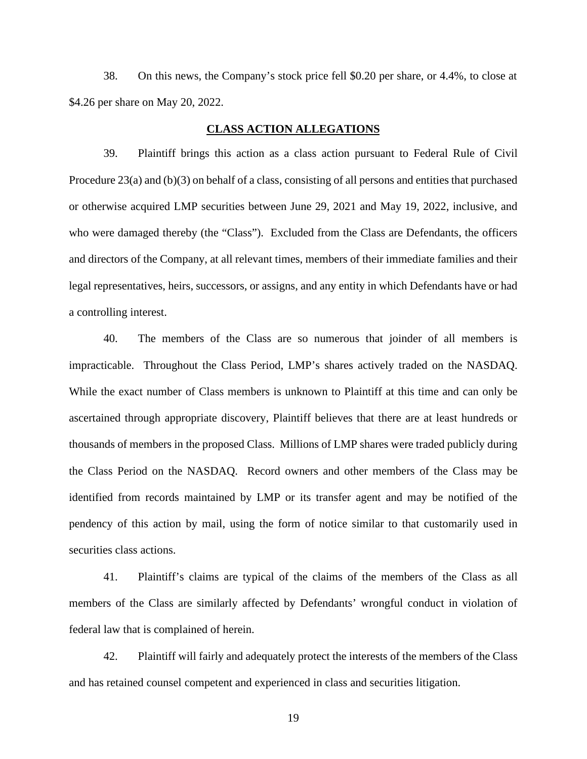38. On this news, the Company's stock price fell $0.20 per share, or 4.4%, to close at $4.26 per share on May 20, 2022.

## **CLASS ACTION ALLEGATIONS**

39. Plaintiff brings this action as a class action pursuant to Federal Rule of Civil Procedure 23(a) and (b)(3) on behalf of a class, consisting of all persons and entities that purchased or otherwise acquired LMP securities between June 29, 2021 and May 19, 2022, inclusive, and who were damaged thereby (the "Class"). Excluded from the Class are Defendants, the officers and directors of the Company, at all relevant times, members of their immediate families and their legal representatives, heirs, successors, or assigns, and any entity in which Defendants have or had a controlling interest.

40. The members of the Class are so numerous that joinder of all members is impracticable. Throughout the Class Period, LMP's shares actively traded on the NASDAQ. While the exact number of Class members is unknown to Plaintiff at this time and can only be ascertained through appropriate discovery, Plaintiff believes that there are at least hundreds or thousands of members in the proposed Class. Millions of LMP shares were traded publicly during the Class Period on the NASDAQ. Record owners and other members of the Class may be identified from records maintained by LMP or its transfer agent and may be notified of the pendency of this action by mail, using the form of notice similar to that customarily used in securities class actions.

41. Plaintiff's claims are typical of the claims of the members of the Class as all members of the Class are similarly affected by Defendants' wrongful conduct in violation of federal law that is complained of herein.

42. Plaintiff will fairly and adequately protect the interests of the members of the Class and has retained counsel competent and experienced in class and securities litigation.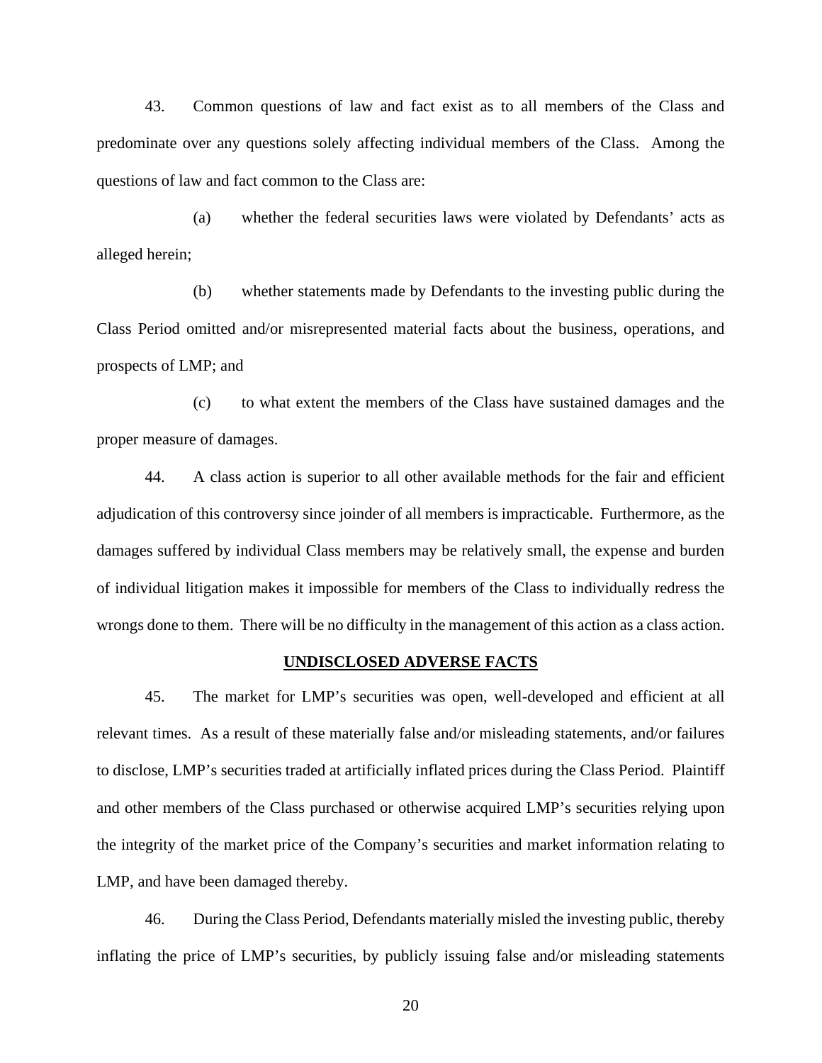43. Common questions of law and fact exist as to all members of the Class and predominate over any questions solely affecting individual members of the Class. Among the questions of law and fact common to the Class are:

(a) whether the federal securities laws were violated by Defendants' acts as alleged herein;

(b) whether statements made by Defendants to the investing public during the Class Period omitted and/or misrepresented material facts about the business, operations, and prospects of LMP; and

(c) to what extent the members of the Class have sustained damages and the proper measure of damages.

44. A class action is superior to all other available methods for the fair and efficient adjudication of this controversy since joinder of all members is impracticable. Furthermore, as the damages suffered by individual Class members may be relatively small, the expense and burden of individual litigation makes it impossible for members of the Class to individually redress the wrongs done to them. There will be no difficulty in the management of this action as a class action.

## **UNDISCLOSED ADVERSE FACTS**

45. The market for LMP's securities was open, well-developed and efficient at all relevant times. As a result of these materially false and/or misleading statements, and/or failures to disclose, LMP's securities traded at artificially inflated prices during the Class Period. Plaintiff and other members of the Class purchased or otherwise acquired LMP's securities relying upon the integrity of the market price of the Company's securities and market information relating to LMP, and have been damaged thereby.

46. During the Class Period, Defendants materially misled the investing public, thereby inflating the price of LMP's securities, by publicly issuing false and/or misleading statements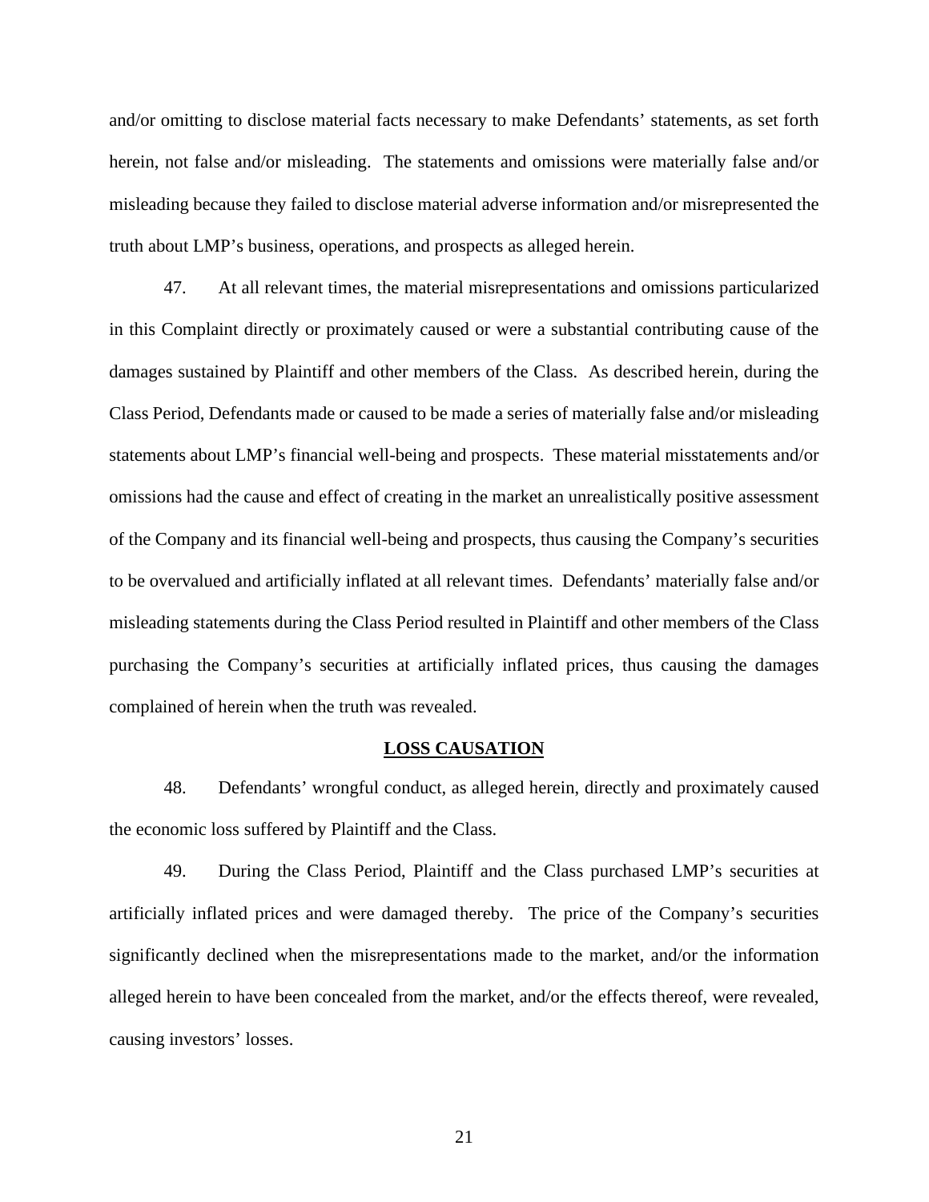and/or omitting to disclose material facts necessary to make Defendants' statements, as set forth herein, not false and/or misleading. The statements and omissions were materially false and/or misleading because they failed to disclose material adverse information and/or misrepresented the truth about LMP's business, operations, and prospects as alleged herein.

47. At all relevant times, the material misrepresentations and omissions particularized in this Complaint directly or proximately caused or were a substantial contributing cause of the damages sustained by Plaintiff and other members of the Class. As described herein, during the Class Period, Defendants made or caused to be made a series of materially false and/or misleading statements about LMP's financial well-being and prospects. These material misstatements and/or omissions had the cause and effect of creating in the market an unrealistically positive assessment of the Company and its financial well-being and prospects, thus causing the Company's securities to be overvalued and artificially inflated at all relevant times. Defendants' materially false and/or misleading statements during the Class Period resulted in Plaintiff and other members of the Class purchasing the Company's securities at artificially inflated prices, thus causing the damages complained of herein when the truth was revealed.

## LOSS CAUSATION

48. Defendants' wrongful conduct, as alleged herein, directly and proximately caused the economic loss suffered by Plaintiff and the Class.

49. During the Class Period, Plaintiff and the Class purchased LMP's securities at artificially inflated prices and were damaged thereby. The price of the Company's securities significantly declined when the misrepresentations made to the market, and/or the information alleged herein to have been concealed from the market, and/or the effects thereof, were revealed, causing investors' losses.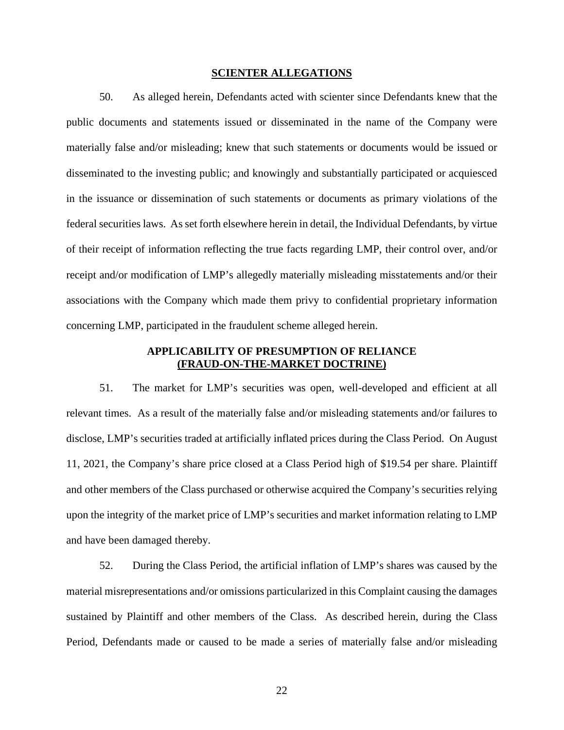## SCIENTER ALLEGATIONS

50. As alleged herein, Defendants acted with scienter since Defendants knew that the public documents and statements issued or disseminated in the name of the Company were materially false and/or misleading; knew that such statements or documents would be issued or disseminated to the investing public; and knowingly and substantially participated or acquiesced in the issuance or dissemination of such statements or documents as primary violations of the federal securities laws. As set forth elsewhere herein in detail, the Individual Defendants, by virtue of their receipt of information reflecting the true facts regarding LMP, their control over, and/or receipt and/or modification of LMP's allegedly materially misleading misstatements and/or their associations with the Company which made them privy to confidential proprietary information concerning LMP, participated in the fraudulent scheme alleged herein.

## APPLICABILITY OF PRESUMPTION OF RELIANCE (FRAUD-ON-THE-MARKET DOCTRINE)

51. The market for LMP's securities was open, well-developed and efficient at all relevant times. As a result of the materially false and/or misleading statements and/or failures to disclose, LMP's securities traded at artificially inflated prices during the Class Period. On August 11, 2021, the Company's share price closed at a Class Period high of $19.54 per share. Plaintiff and other members of the Class purchased or otherwise acquired the Company's securities relying upon the integrity of the market price of LMP's securities and market information relating to LMP and have been damaged thereby.

52. During the Class Period, the artificial inflation of LMP's shares was caused by the material misrepresentations and/or omissions particularized in this Complaint causing the damages sustained by Plaintiff and other members of the Class. As described herein, during the Class Period, Defendants made or caused to be made a series of materially false and/or misleading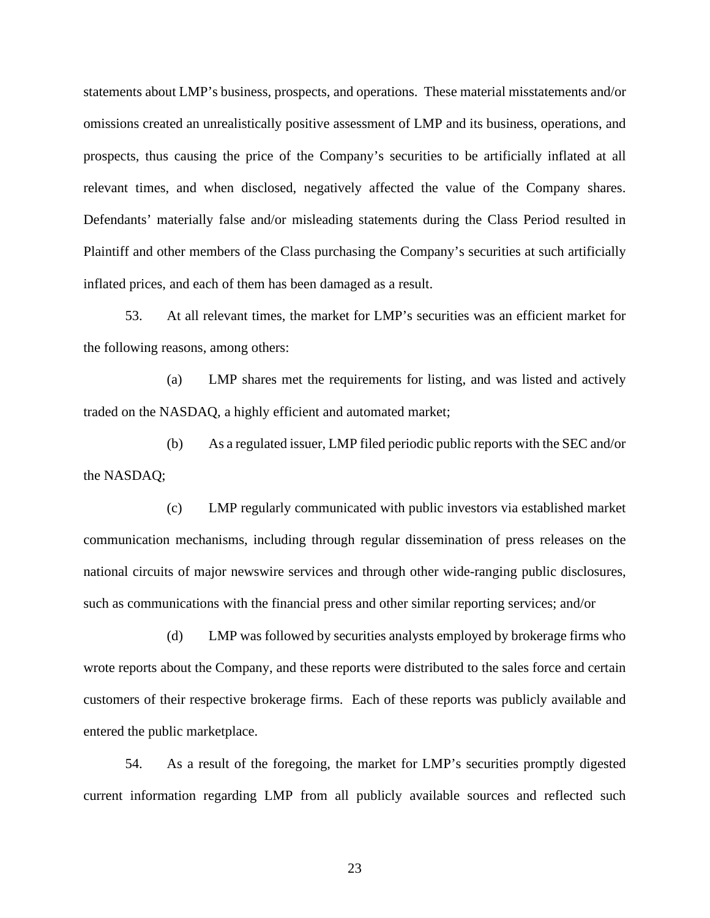statements about LMP's business, prospects, and operations. These material misstatements and/or omissions created an unrealistically positive assessment of LMP and its business, operations, and prospects, thus causing the price of the Company's securities to be artificially inflated at all relevant times, and when disclosed, negatively affected the value of the Company shares. Defendants' materially false and/or misleading statements during the Class Period resulted in Plaintiff and other members of the Class purchasing the Company's securities at such artificially inflated prices, and each of them has been damaged as a result.

53. At all relevant times, the market for LMP's securities was an efficient market for the following reasons, among others:

(a) LMP shares met the requirements for listing, and was listed and actively traded on the NASDAQ, a highly efficient and automated market;

(b) As a regulated issuer, LMP filed periodic public reports with the SEC and/or the NASDAQ;

(c) LMP regularly communicated with public investors via established market communication mechanisms, including through regular dissemination of press releases on the national circuits of major newswire services and through other wide-ranging public disclosures, such as communications with the financial press and other similar reporting services; and/or

(d) LMP was followed by securities analysts employed by brokerage firms who wrote reports about the Company, and these reports were distributed to the sales force and certain customers of their respective brokerage firms. Each of these reports was publicly available and entered the public marketplace.

54. As a result of the foregoing, the market for LMP's securities promptly digested current information regarding LMP from all publicly available sources and reflected such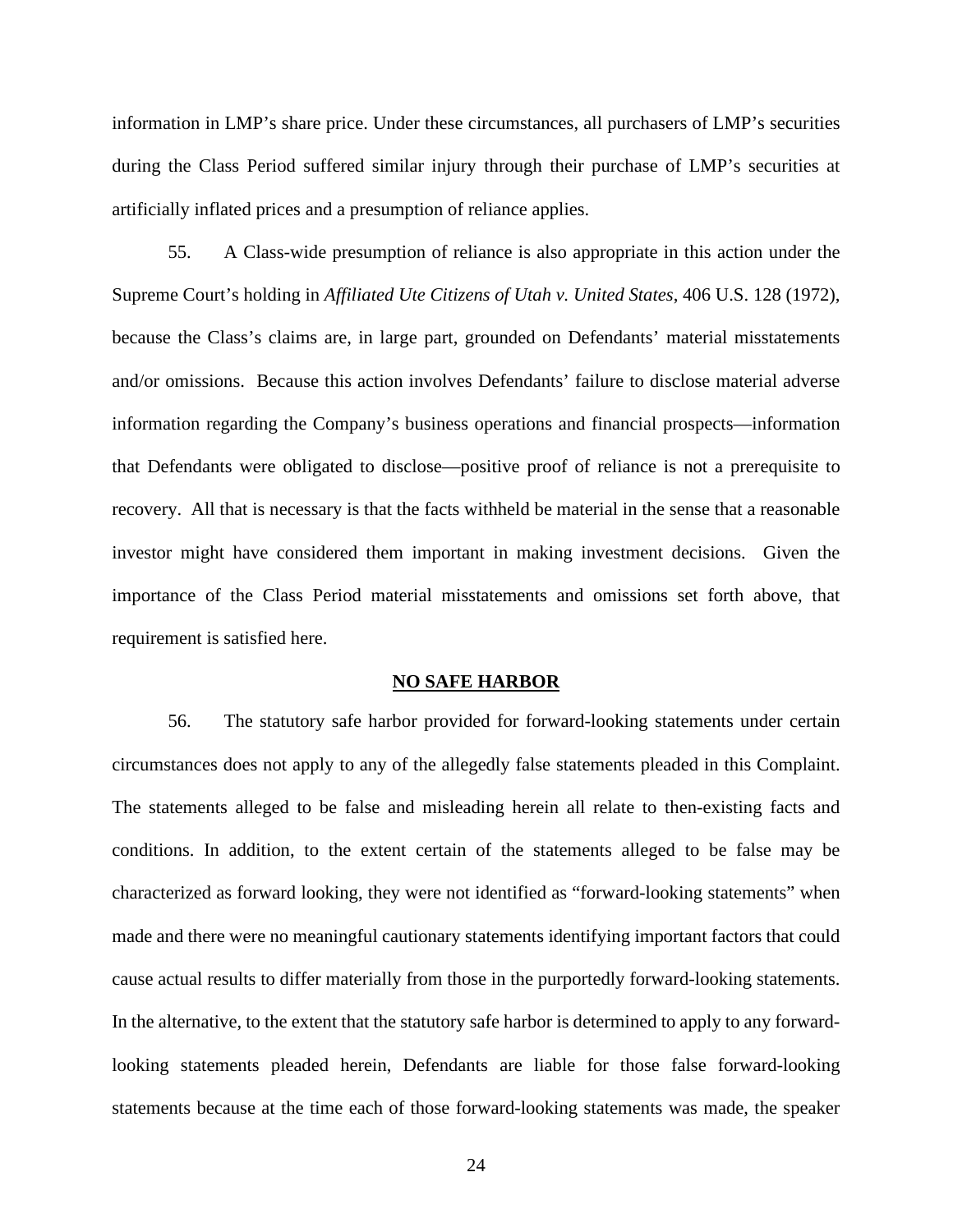information in LMP's share price. Under these circumstances, all purchasers of LMP's securities during the Class Period suffered similar injury through their purchase of LMP's securities at artificially inflated prices and a presumption of reliance applies.

55. A Class-wide presumption of reliance is also appropriate in this action under the Supreme Court's holding in *Affiliated Ute Citizens of Utah v. United States*, 406 U.S. 128 (1972), because the Class's claims are, in large part, grounded on Defendants' material misstatements and/or omissions. Because this action involves Defendants' failure to disclose material adverse information regarding the Company's business operations and financial prospects—information that Defendants were obligated to disclose—positive proof of reliance is not a prerequisite to recovery. All that is necessary is that the facts withheld be material in the sense that a reasonable investor might have considered them important in making investment decisions. Given the importance of the Class Period material misstatements and omissions set forth above, that requirement is satisfied here.

## NO SAFE HARBOR

56. The statutory safe harbor provided for forward-looking statements under certain circumstances does not apply to any of the allegedly false statements pleaded in this Complaint. The statements alleged to be false and misleading herein all relate to then-existing facts and conditions. In addition, to the extent certain of the statements alleged to be false may be characterized as forward looking, they were not identified as "forward-looking statements" when made and there were no meaningful cautionary statements identifying important factors that could cause actual results to differ materially from those in the purportedly forward-looking statements. In the alternative, to the extent that the statutory safe harbor is determined to apply to any forward-looking statements pleaded herein, Defendants are liable for those false forward-looking statements because at the time each of those forward-looking statements was made, the speaker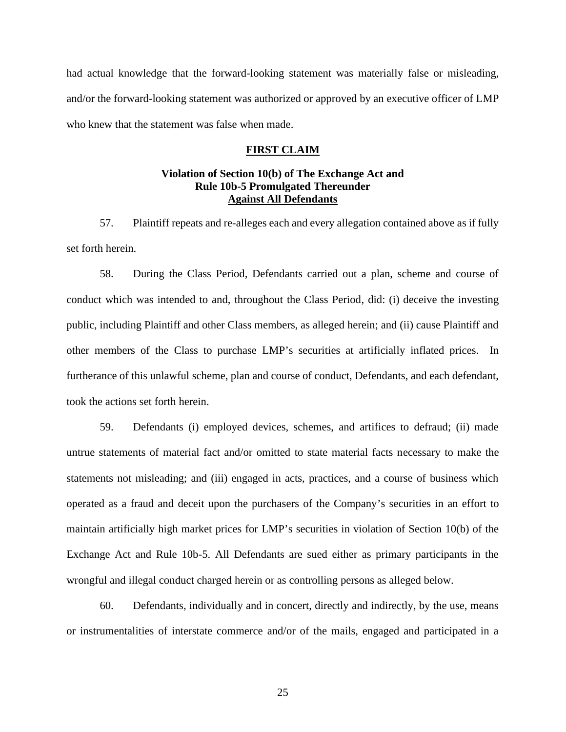had actual knowledge that the forward-looking statement was materially false or misleading, and/or the forward-looking statement was authorized or approved by an executive officer of LMP who knew that the statement was false when made.

## FIRST CLAIM

### Violation of Section 10(b) of The Exchange Act and Rule 10b-5 Promulgated Thereunder Against All Defendants

57. Plaintiff repeats and re-alleges each and every allegation contained above as if fully set forth herein.

58. During the Class Period, Defendants carried out a plan, scheme and course of conduct which was intended to and, throughout the Class Period, did: (i) deceive the investing public, including Plaintiff and other Class members, as alleged herein; and (ii) cause Plaintiff and other members of the Class to purchase LMP's securities at artificially inflated prices. In furtherance of this unlawful scheme, plan and course of conduct, Defendants, and each defendant, took the actions set forth herein.

59. Defendants (i) employed devices, schemes, and artifices to defraud; (ii) made untrue statements of material fact and/or omitted to state material facts necessary to make the statements not misleading; and (iii) engaged in acts, practices, and a course of business which operated as a fraud and deceit upon the purchasers of the Company's securities in an effort to maintain artificially high market prices for LMP's securities in violation of Section 10(b) of the Exchange Act and Rule 10b-5. All Defendants are sued either as primary participants in the wrongful and illegal conduct charged herein or as controlling persons as alleged below.

60. Defendants, individually and in concert, directly and indirectly, by the use, means or instrumentalities of interstate commerce and/or of the mails, engaged and participated in a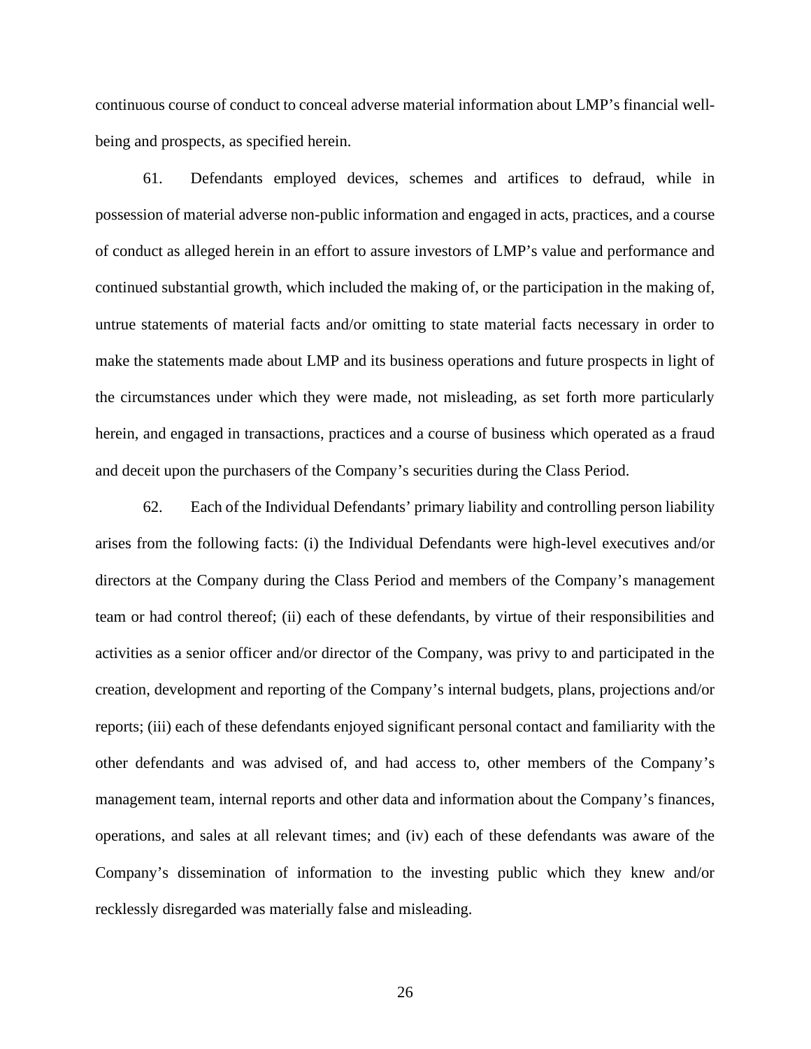continuous course of conduct to conceal adverse material information about LMP's financial well-being and prospects, as specified herein.

61. Defendants employed devices, schemes and artifices to defraud, while in possession of material adverse non-public information and engaged in acts, practices, and a course of conduct as alleged herein in an effort to assure investors of LMP's value and performance and continued substantial growth, which included the making of, or the participation in the making of, untrue statements of material facts and/or omitting to state material facts necessary in order to make the statements made about LMP and its business operations and future prospects in light of the circumstances under which they were made, not misleading, as set forth more particularly herein, and engaged in transactions, practices and a course of business which operated as a fraud and deceit upon the purchasers of the Company's securities during the Class Period.

62. Each of the Individual Defendants' primary liability and controlling person liability arises from the following facts: (i) the Individual Defendants were high-level executives and/or directors at the Company during the Class Period and members of the Company's management team or had control thereof; (ii) each of these defendants, by virtue of their responsibilities and activities as a senior officer and/or director of the Company, was privy to and participated in the creation, development and reporting of the Company's internal budgets, plans, projections and/or reports; (iii) each of these defendants enjoyed significant personal contact and familiarity with the other defendants and was advised of, and had access to, other members of the Company's management team, internal reports and other data and information about the Company's finances, operations, and sales at all relevant times; and (iv) each of these defendants was aware of the Company's dissemination of information to the investing public which they knew and/or recklessly disregarded was materially false and misleading.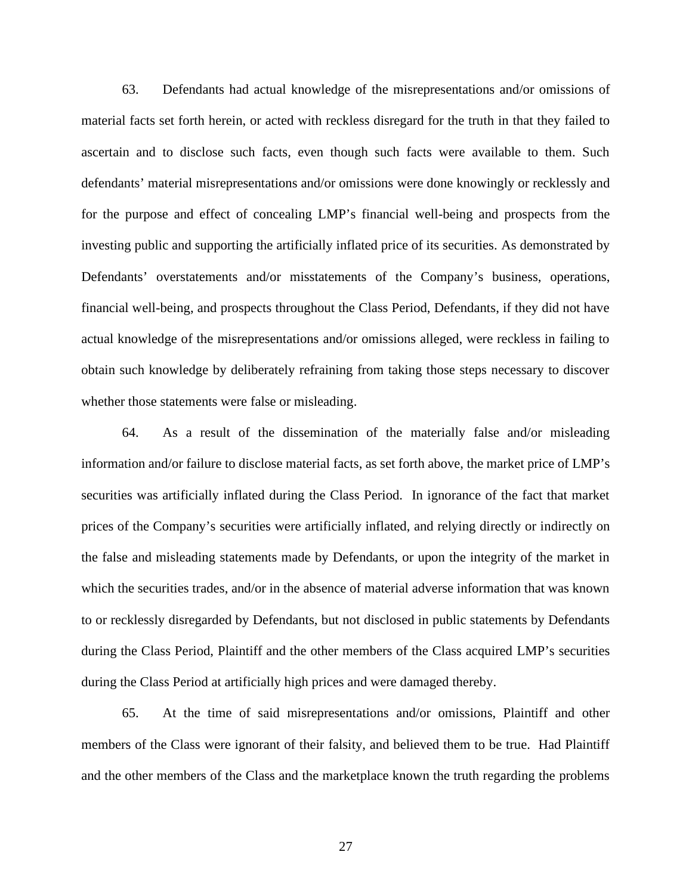63. Defendants had actual knowledge of the misrepresentations and/or omissions of material facts set forth herein, or acted with reckless disregard for the truth in that they failed to ascertain and to disclose such facts, even though such facts were available to them. Such defendants' material misrepresentations and/or omissions were done knowingly or recklessly and for the purpose and effect of concealing LMP's financial well-being and prospects from the investing public and supporting the artificially inflated price of its securities. As demonstrated by Defendants' overstatements and/or misstatements of the Company's business, operations, financial well-being, and prospects throughout the Class Period, Defendants, if they did not have actual knowledge of the misrepresentations and/or omissions alleged, were reckless in failing to obtain such knowledge by deliberately refraining from taking those steps necessary to discover whether those statements were false or misleading.

64. As a result of the dissemination of the materially false and/or misleading information and/or failure to disclose material facts, as set forth above, the market price of LMP's securities was artificially inflated during the Class Period. In ignorance of the fact that market prices of the Company's securities were artificially inflated, and relying directly or indirectly on the false and misleading statements made by Defendants, or upon the integrity of the market in which the securities trades, and/or in the absence of material adverse information that was known to or recklessly disregarded by Defendants, but not disclosed in public statements by Defendants during the Class Period, Plaintiff and the other members of the Class acquired LMP's securities during the Class Period at artificially high prices and were damaged thereby.

65. At the time of said misrepresentations and/or omissions, Plaintiff and other members of the Class were ignorant of their falsity, and believed them to be true. Had Plaintiff and the other members of the Class and the marketplace known the truth regarding the problems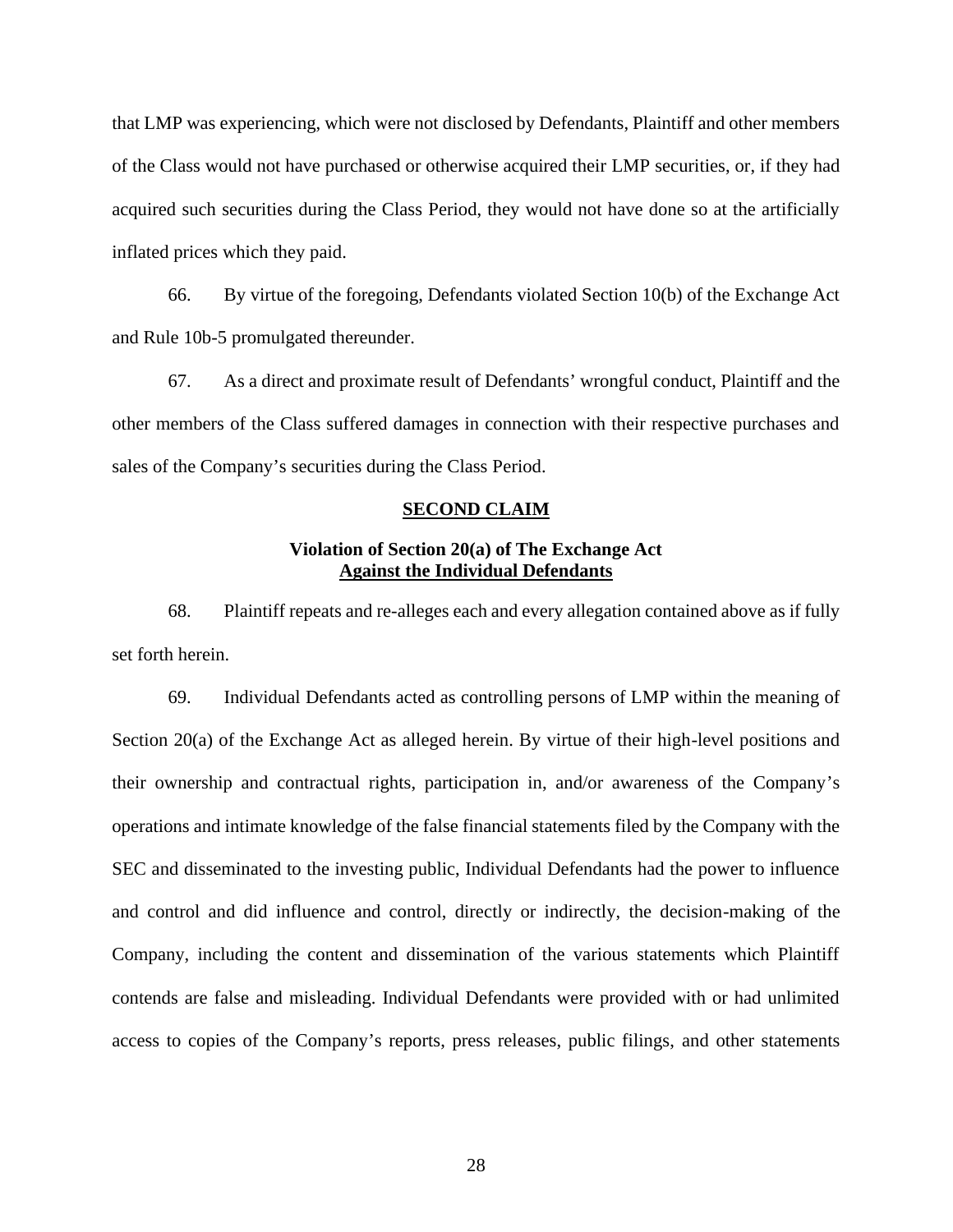that LMP was experiencing, which were not disclosed by Defendants, Plaintiff and other members of the Class would not have purchased or otherwise acquired their LMP securities, or, if they had acquired such securities during the Class Period, they would not have done so at the artificially inflated prices which they paid.

66. By virtue of the foregoing, Defendants violated Section 10(b) of the Exchange Act and Rule 10b-5 promulgated thereunder.

67. As a direct and proximate result of Defendants' wrongful conduct, Plaintiff and the other members of the Class suffered damages in connection with their respective purchases and sales of the Company's securities during the Class Period.

**SECOND CLAIM**

**Violation of Section 20(a) of The Exchange Act**
**Against the Individual Defendants**

68. Plaintiff repeats and re-alleges each and every allegation contained above as if fully set forth herein.

69. Individual Defendants acted as controlling persons of LMP within the meaning of Section 20(a) of the Exchange Act as alleged herein. By virtue of their high-level positions and their ownership and contractual rights, participation in, and/or awareness of the Company's operations and intimate knowledge of the false financial statements filed by the Company with the SEC and disseminated to the investing public, Individual Defendants had the power to influence and control and did influence and control, directly or indirectly, the decision-making of the Company, including the content and dissemination of the various statements which Plaintiff contends are false and misleading. Individual Defendants were provided with or had unlimited access to copies of the Company's reports, press releases, public filings, and other statements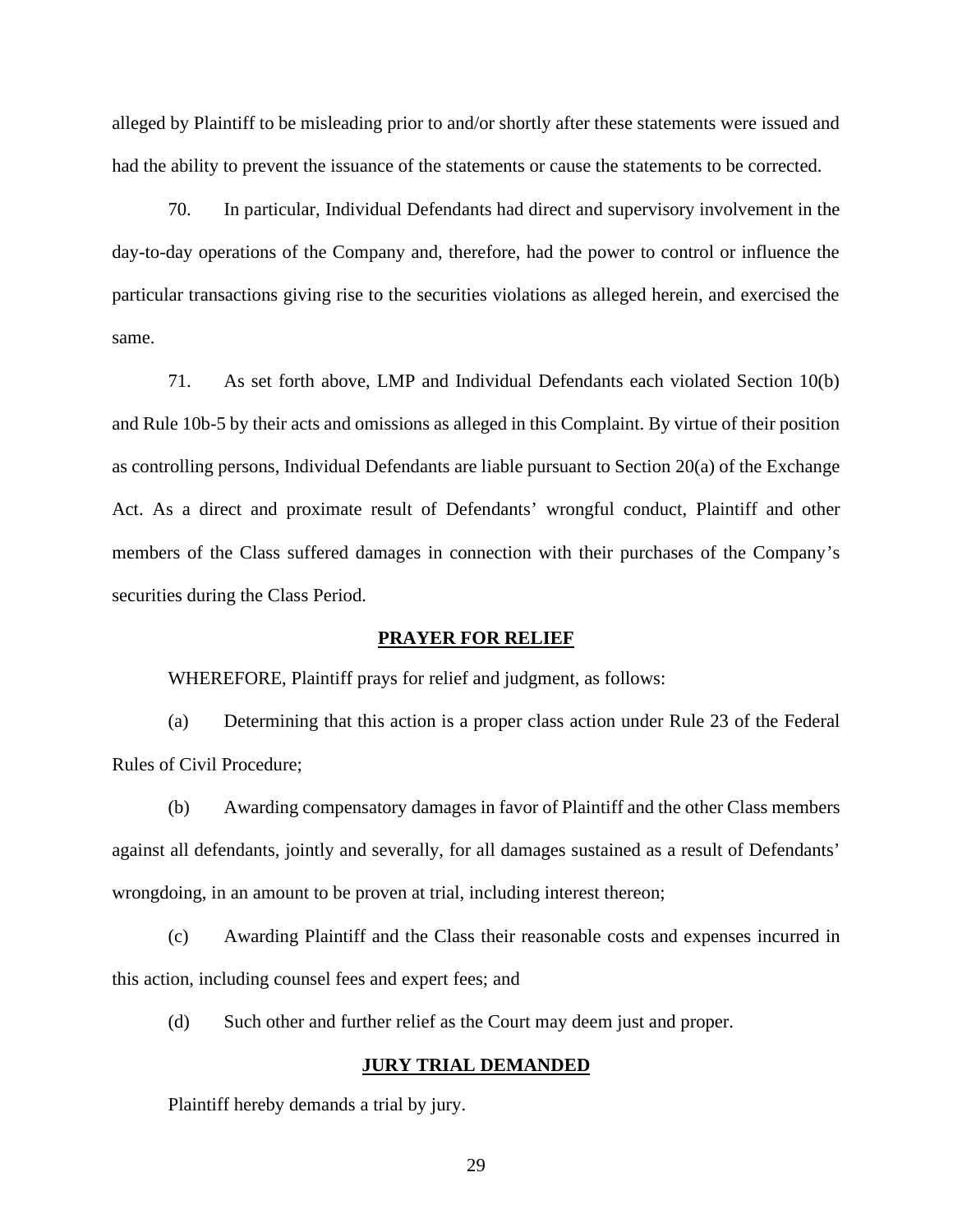alleged by Plaintiff to be misleading prior to and/or shortly after these statements were issued and had the ability to prevent the issuance of the statements or cause the statements to be corrected.

70. In particular, Individual Defendants had direct and supervisory involvement in the day-to-day operations of the Company and, therefore, had the power to control or influence the particular transactions giving rise to the securities violations as alleged herein, and exercised the same.

71. As set forth above, LMP and Individual Defendants each violated Section 10(b) and Rule 10b-5 by their acts and omissions as alleged in this Complaint. By virtue of their position as controlling persons, Individual Defendants are liable pursuant to Section 20(a) of the Exchange Act. As a direct and proximate result of Defendants' wrongful conduct, Plaintiff and other members of the Class suffered damages in connection with their purchases of the Company's securities during the Class Period.

## PRAYER FOR RELIEF

WHEREFORE, Plaintiff prays for relief and judgment, as follows:

(a) Determining that this action is a proper class action under Rule 23 of the Federal Rules of Civil Procedure;

(b) Awarding compensatory damages in favor of Plaintiff and the other Class members against all defendants, jointly and severally, for all damages sustained as a result of Defendants' wrongdoing, in an amount to be proven at trial, including interest thereon;

(c) Awarding Plaintiff and the Class their reasonable costs and expenses incurred in this action, including counsel fees and expert fees; and

(d) Such other and further relief as the Court may deem just and proper.

## JURY TRIAL DEMANDED

Plaintiff hereby demands a trial by jury.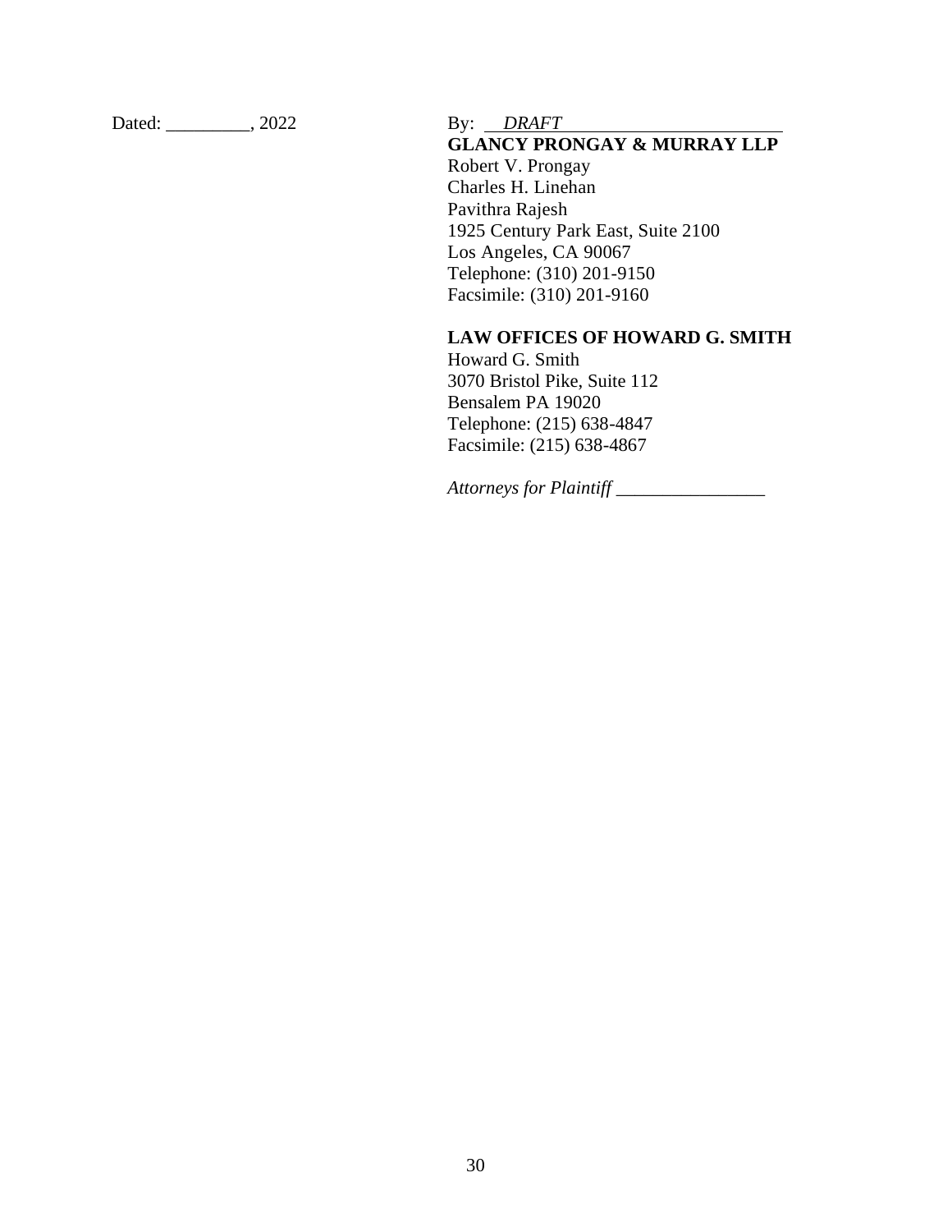Dated: _________, 2022

By: *DRAFT*

**GLANCY PRONGAY & MURRAY LLP**
Robert V. Prongay
Charles H. Linehan
Pavithra Rajesh
1925 Century Park East, Suite 2100
Los Angeles, CA 90067
Telephone: (310) 201-9150
Facsimile: (310) 201-9160

**LAW OFFICES OF HOWARD G. SMITH**
Howard G. Smith
3070 Bristol Pike, Suite 112
Bensalem PA 19020
Telephone: (215) 638-4847
Facsimile: (215) 638-4867

*Attorneys for Plaintiff* ________________